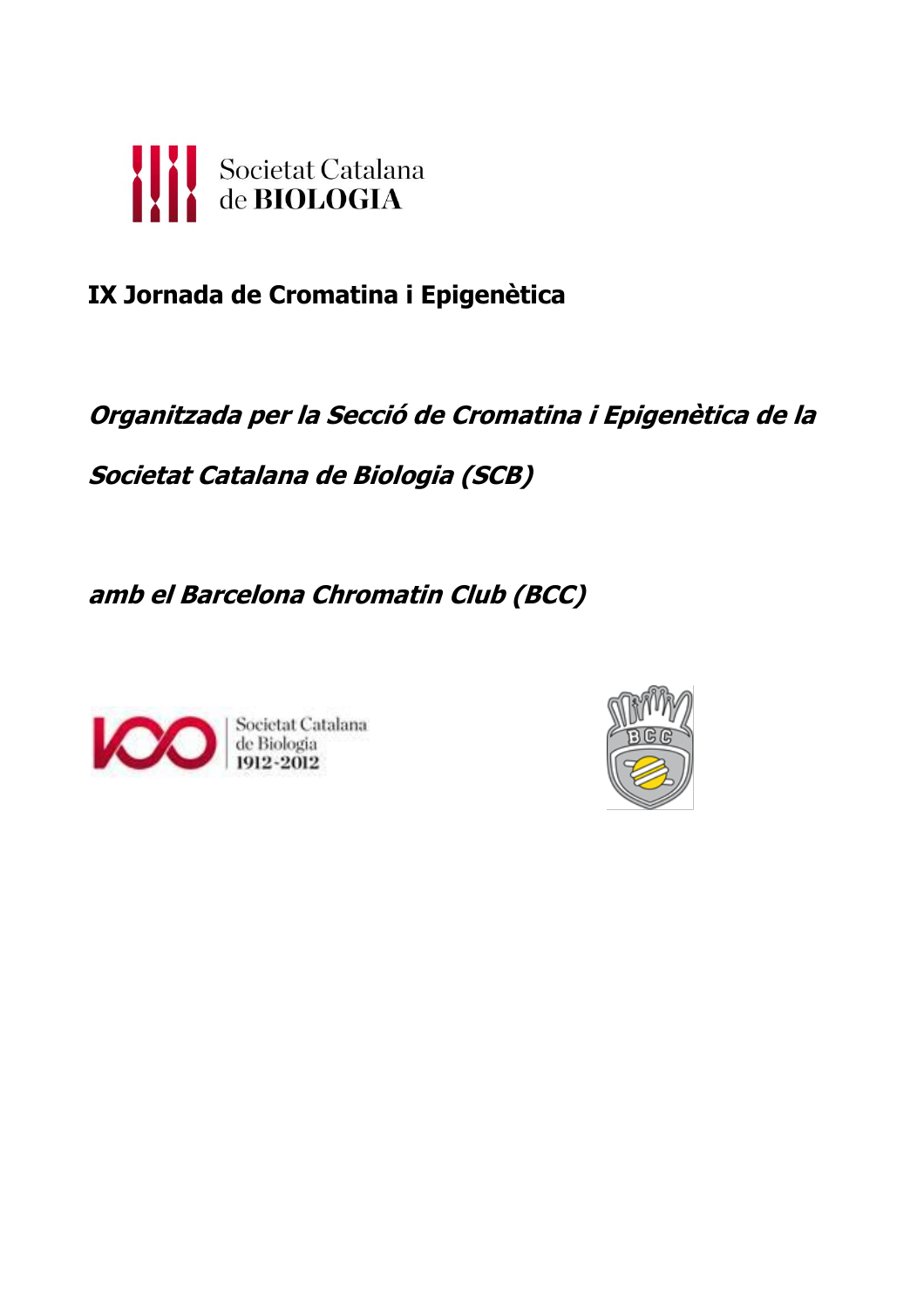Societat Catalana de BIOLOGIA

# IX Jornada de Cromatina i Epigenètica

***Organitzada per la Secció de Cromatina i Epigenètica de la Societat Catalana de Biologia (SCB)***

***amb el Barcelona Chromatin Club (BCC)***

Societat Catalana de Biologia 1912-2012

BCC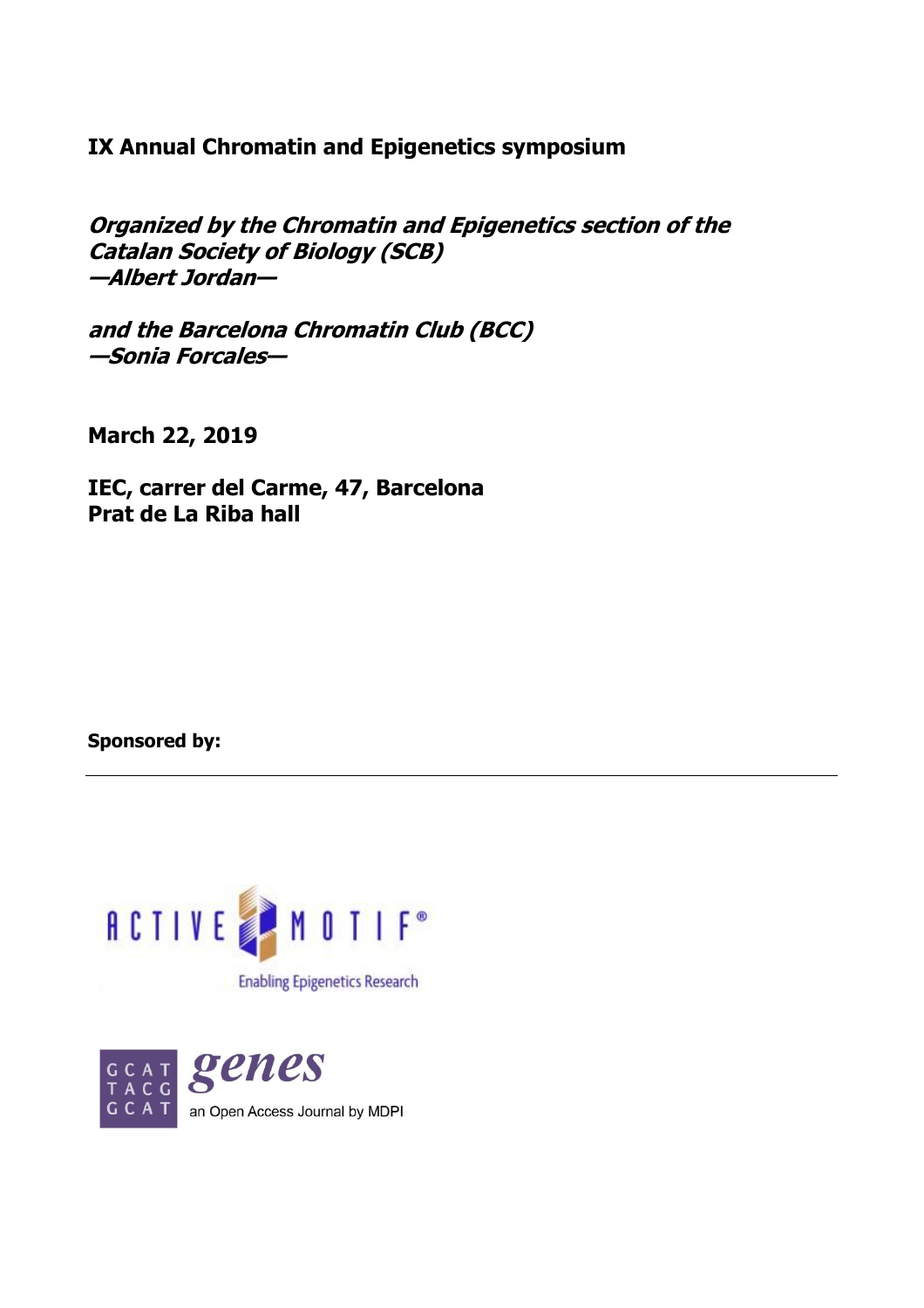**IX Annual Chromatin and Epigenetics symposium**

***Organized by the Chromatin and Epigenetics section of the Catalan Society of Biology (SCB)***
***—Albert Jordan—***

***and the Barcelona Chromatin Club (BCC)***
***—Sonia Forcales—***

**March 22, 2019**

**IEC, carrer del Carme, 47, Barcelona**
**Prat de La Riba hall**

**Sponsored by:**

---

ACTIVE MOTIF®
Enabling Epigenetics Research

GCAT TACG GCAT genes
an Open Access Journal by MDPI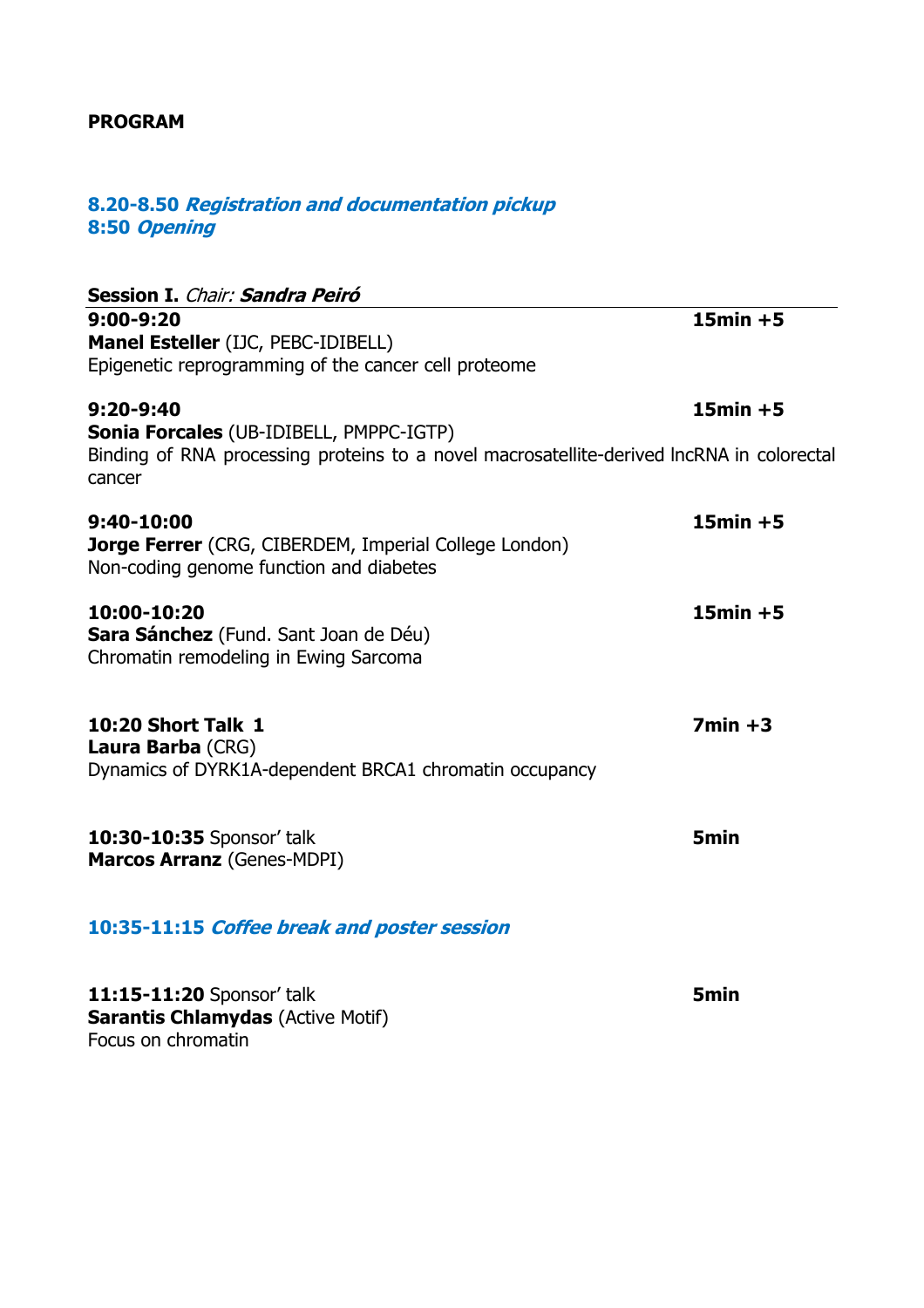**PROGRAM**

***8.20-8.50 Registration and documentation pickup***
***8:50 Opening***

**Session I.** *Chair:* ***Sandra Peiró***

---

**9:00-9:20** **15min +5**
**Manel Esteller** (IJC, PEBC-IDIBELL)
Epigenetic reprogramming of the cancer cell proteome

**9:20-9:40** **15min +5**
**Sonia Forcales** (UB-IDIBELL, PMPPC-IGTP)
Binding of RNA processing proteins to a novel macrosatellite-derived lncRNA in colorectal cancer

**9:40-10:00** **15min +5**
**Jorge Ferrer** (CRG, CIBERDEM, Imperial College London)
Non-coding genome function and diabetes

**10:00-10:20** **15min +5**
**Sara Sánchez** (Fund. Sant Joan de Déu)
Chromatin remodeling in Ewing Sarcoma

**10:20 Short Talk 1** **7min +3**
**Laura Barba** (CRG)
Dynamics of DYRK1A-dependent BRCA1 chromatin occupancy

**10:30-10:35** Sponsor' talk **5min**
**Marcos Arranz** (Genes-MDPI)

***10:35-11:15 Coffee break and poster session***

**11:15-11:20** Sponsor' talk **5min**
**Sarantis Chlamydas** (Active Motif)
Focus on chromatin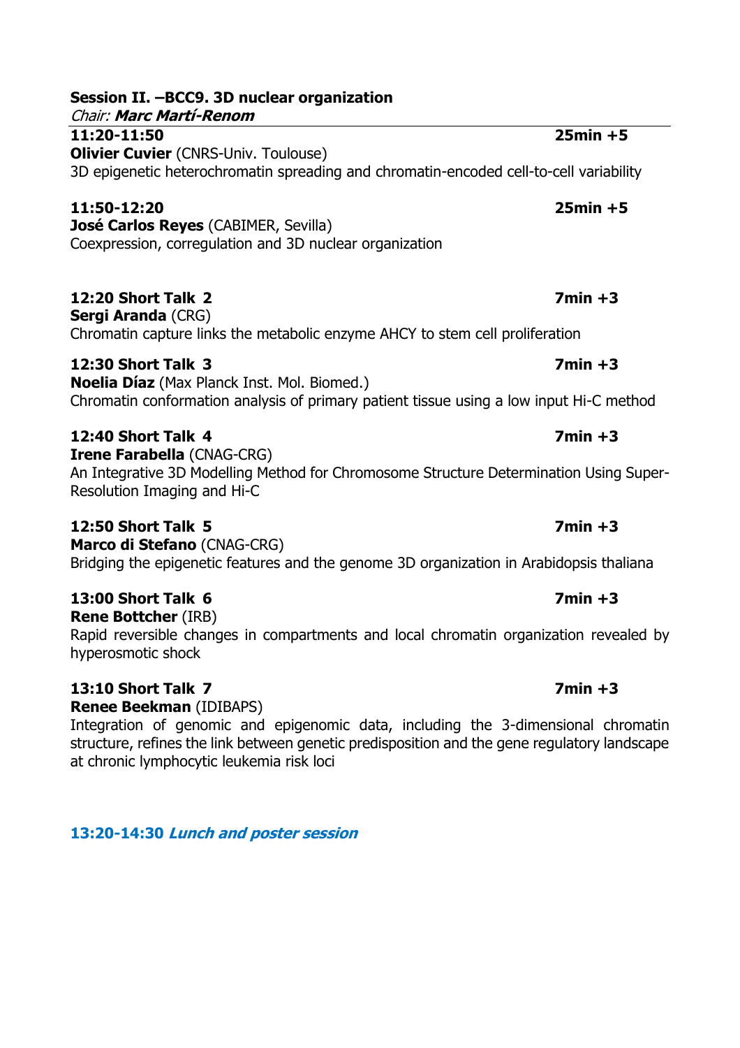**Session II. –BCC9. 3D nuclear organization**
*Chair:* ***Marc Martí-Renom***

---

**11:20-11:50** **25min +5**
**Olivier Cuvier** (CNRS-Univ. Toulouse)
3D epigenetic heterochromatin spreading and chromatin-encoded cell-to-cell variability

**11:50-12:20** **25min +5**
**José Carlos Reyes** (CABIMER, Sevilla)
Coexpression, coregulation and 3D nuclear organization

**12:20 Short Talk 2** **7min +3**
**Sergi Aranda** (CRG)
Chromatin capture links the metabolic enzyme AHCY to stem cell proliferation

**12:30 Short Talk 3** **7min +3**
**Noelia Díaz** (Max Planck Inst. Mol. Biomed.)
Chromatin conformation analysis of primary patient tissue using a low input Hi-C method

**12:40 Short Talk 4** **7min +3**
**Irene Farabella** (CNAG-CRG)
An Integrative 3D Modelling Method for Chromosome Structure Determination Using Super-Resolution Imaging and Hi-C

**12:50 Short Talk 5** **7min +3**
**Marco di Stefano** (CNAG-CRG)
Bridging the epigenetic features and the genome 3D organization in Arabidopsis thaliana

**13:00 Short Talk 6** **7min +3**
**Rene Bottcher** (IRB)
Rapid reversible changes in compartments and local chromatin organization revealed by hyperosmotic shock

**13:10 Short Talk 7** **7min +3**
**Renee Beekman** (IDIBAPS)
Integration of genomic and epigenomic data, including the 3-dimensional chromatin structure, refines the link between genetic predisposition and the gene regulatory landscape at chronic lymphocytic leukemia risk loci

**13:20-14:30** ***Lunch and poster session***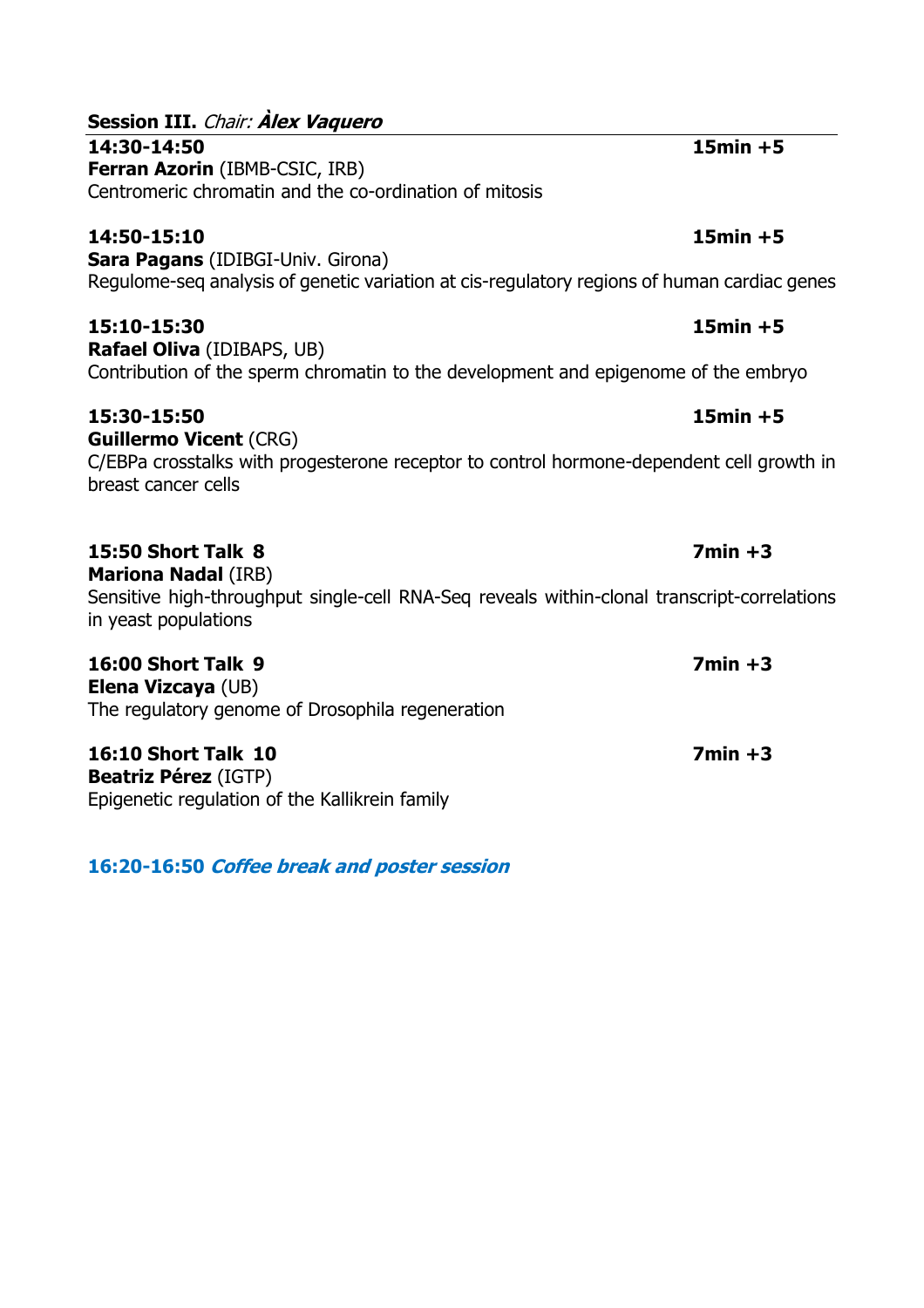## **Session III.** *Chair:* ***Àlex Vaquero***

**14:30-14:50** **15min +5**
**Ferran Azorin** (IBMB-CSIC, IRB)
Centromeric chromatin and the co-ordination of mitosis

**14:50-15:10** **15min +5**
**Sara Pagans** (IDIBGI-Univ. Girona)
Regulome-seq analysis of genetic variation at cis-regulatory regions of human cardiac genes

**15:10-15:30** **15min +5**
**Rafael Oliva** (IDIBAPS, UB)
Contribution of the sperm chromatin to the development and epigenome of the embryo

**15:30-15:50** **15min +5**
**Guillermo Vicent** (CRG)
C/EBPa crosstalks with progesterone receptor to control hormone-dependent cell growth in breast cancer cells

**15:50 Short Talk 8** **7min +3**
**Mariona Nadal** (IRB)
Sensitive high-throughput single-cell RNA-Seq reveals within-clonal transcript-correlations in yeast populations

**16:00 Short Talk 9** **7min +3**
**Elena Vizcaya** (UB)
The regulatory genome of Drosophila regeneration

**16:10 Short Talk 10** **7min +3**
**Beatriz Pérez** (IGTP)
Epigenetic regulation of the Kallikrein family

**16:20-16:50** ***Coffee break and poster session***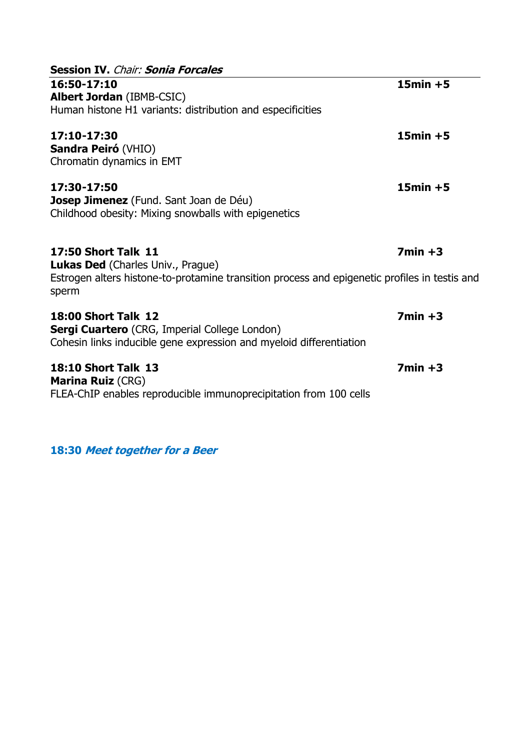**Session IV.** *Chair:* ***Sonia Forcales***

**16:50-17:10** **15min +5**
**Albert Jordan** (IBMB-CSIC)
Human histone H1 variants: distribution and especificities

**17:10-17:30** **15min +5**
**Sandra Peiró** (VHIO)
Chromatin dynamics in EMT

**17:30-17:50** **15min +5**
**Josep Jimenez** (Fund. Sant Joan de Déu)
Childhood obesity: Mixing snowballs with epigenetics

**17:50 Short Talk 11** **7min +3**
**Lukas Ded** (Charles Univ., Prague)
Estrogen alters histone-to-protamine transition process and epigenetic profiles in testis and sperm

**18:00 Short Talk 12** **7min +3**
**Sergi Cuartero** (CRG, Imperial College London)
Cohesin links inducible gene expression and myeloid differentiation

**18:10 Short Talk 13** **7min +3**
**Marina Ruiz** (CRG)
FLEA-ChIP enables reproducible immunoprecipitation from 100 cells

**18:30** ***Meet together for a Beer***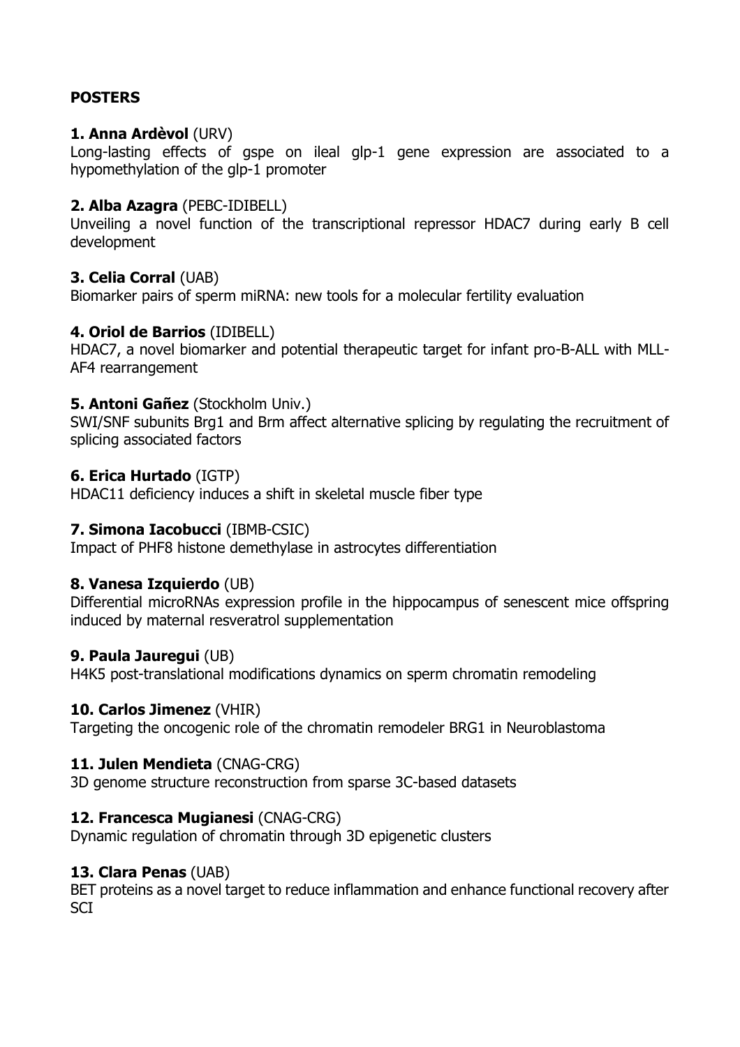**POSTERS**

**1. Anna Ardèvol** (URV)
Long-lasting effects of gspe on ileal glp-1 gene expression are associated to a hypomethylation of the glp-1 promoter

**2. Alba Azagra** (PEBC-IDIBELL)
Unveiling a novel function of the transcriptional repressor HDAC7 during early B cell development

**3. Celia Corral** (UAB)
Biomarker pairs of sperm miRNA: new tools for a molecular fertility evaluation

**4. Oriol de Barrios** (IDIBELL)
HDAC7, a novel biomarker and potential therapeutic target for infant pro-B-ALL with MLL-AF4 rearrangement

**5. Antoni Gañez** (Stockholm Univ.)
SWI/SNF subunits Brg1 and Brm affect alternative splicing by regulating the recruitment of splicing associated factors

**6. Erica Hurtado** (IGTP)
HDAC11 deficiency induces a shift in skeletal muscle fiber type

**7. Simona Iacobucci** (IBMB-CSIC)
Impact of PHF8 histone demethylase in astrocytes differentiation

**8. Vanesa Izquierdo** (UB)
Differential microRNAs expression profile in the hippocampus of senescent mice offspring induced by maternal resveratrol supplementation

**9. Paula Jauregui** (UB)
H4K5 post-translational modifications dynamics on sperm chromatin remodeling

**10. Carlos Jimenez** (VHIR)
Targeting the oncogenic role of the chromatin remodeler BRG1 in Neuroblastoma

**11. Julen Mendieta** (CNAG-CRG)
3D genome structure reconstruction from sparse 3C-based datasets

**12. Francesca Mugianesi** (CNAG-CRG)
Dynamic regulation of chromatin through 3D epigenetic clusters

**13. Clara Penas** (UAB)
BET proteins as a novel target to reduce inflammation and enhance functional recovery after SCI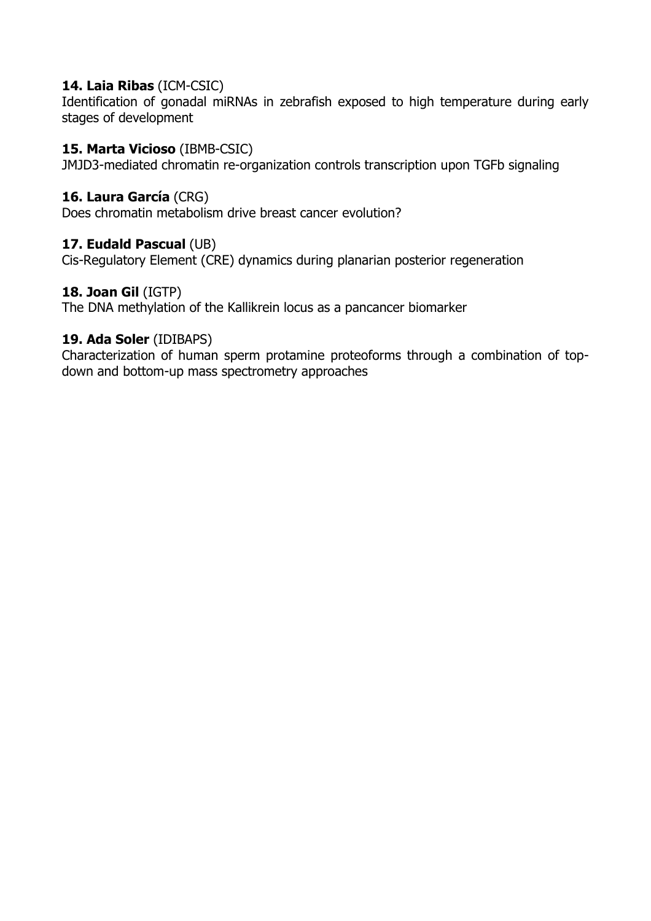**14. Laia Ribas** (ICM-CSIC)
Identification of gonadal miRNAs in zebrafish exposed to high temperature during early stages of development

**15. Marta Vicioso** (IBMB-CSIC)
JMJD3-mediated chromatin re-organization controls transcription upon TGFb signaling

**16. Laura García** (CRG)
Does chromatin metabolism drive breast cancer evolution?

**17. Eudald Pascual** (UB)
Cis-Regulatory Element (CRE) dynamics during planarian posterior regeneration

**18. Joan Gil** (IGTP)
The DNA methylation of the Kallikrein locus as a pancancer biomarker

**19. Ada Soler** (IDIBAPS)
Characterization of human sperm protamine proteoforms through a combination of top-down and bottom-up mass spectrometry approaches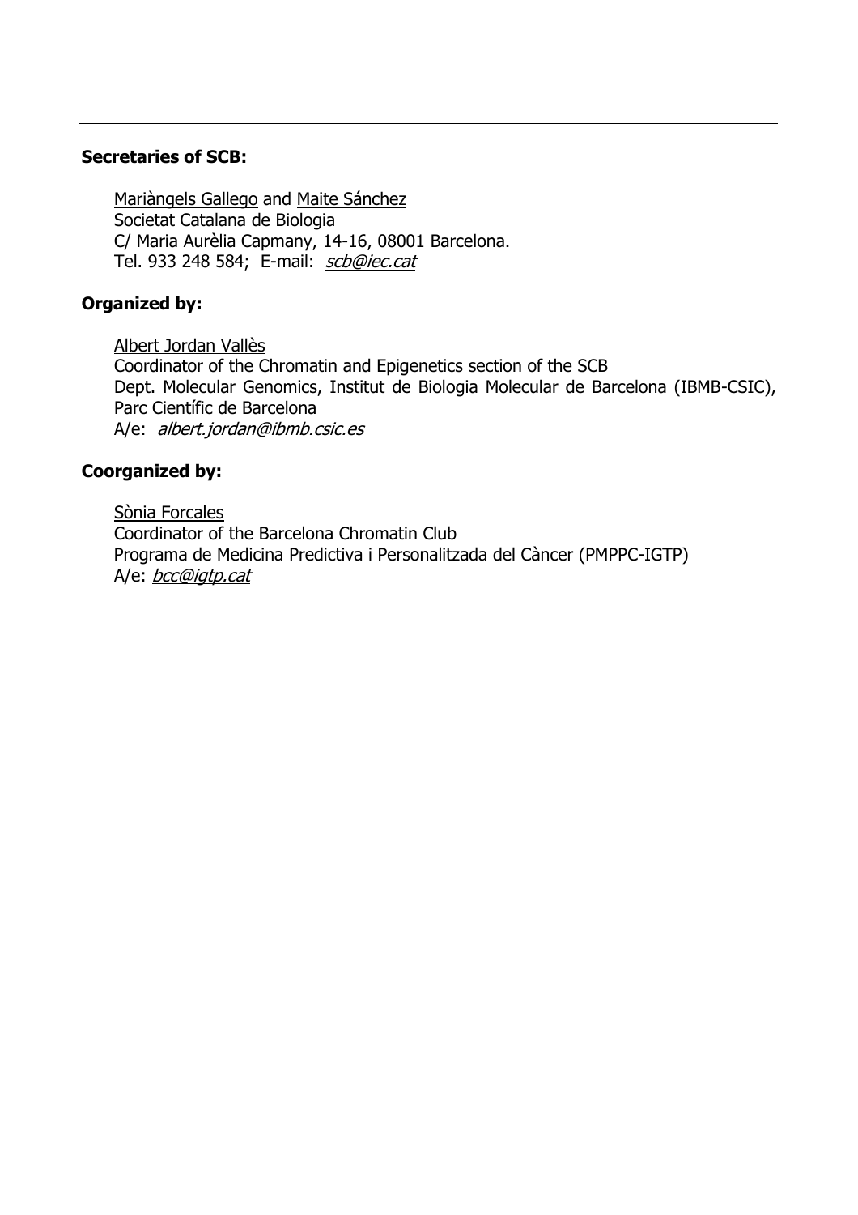---

**Secretaries of SCB:**

Mariàngels Gallego and Maite Sánchez
Societat Catalana de Biologia
C/ Maria Aurèlia Capmany, 14-16, 08001 Barcelona.
Tel. 933 248 584; E-mail: *scb@iec.cat*

**Organized by:**

Albert Jordan Vallès
Coordinator of the Chromatin and Epigenetics section of the SCB
Dept. Molecular Genomics, Institut de Biologia Molecular de Barcelona (IBMB-CSIC), Parc Científic de Barcelona
A/e: *albert.jordan@ibmb.csic.es*

**Coorganized by:**

Sònia Forcales
Coordinator of the Barcelona Chromatin Club
Programa de Medicina Predictiva i Personalitzada del Càncer (PMPPC-IGTP)
A/e: *bcc@igtp.cat*

---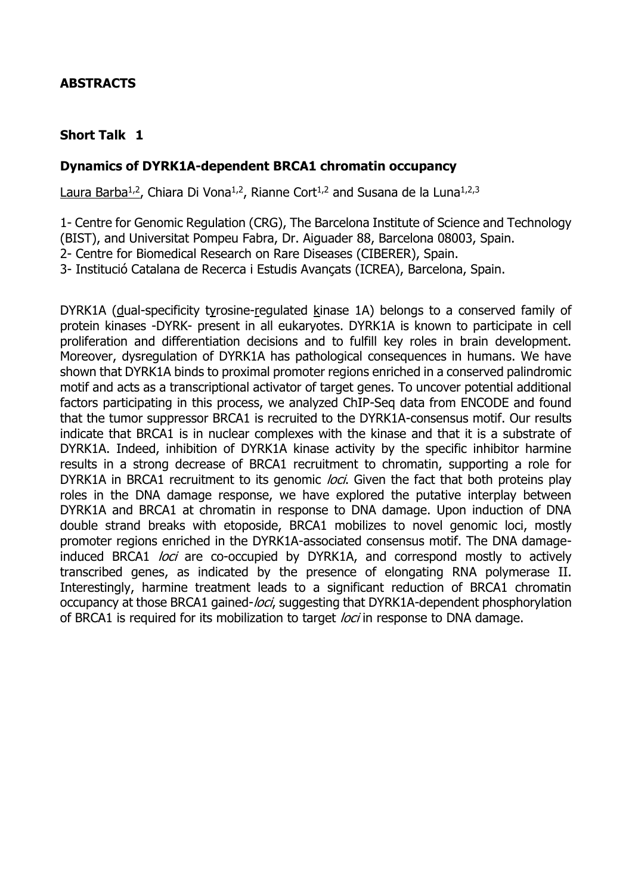## ABSTRACTS

### Short Talk 1

### Dynamics of DYRK1A-dependent BRCA1 chromatin occupancy

Laura Barba[1,2], Chiara Di Vona[1,2], Rianne Cort[1,2] and Susana de la Luna[1,2,3]

1- Centre for Genomic Regulation (CRG), The Barcelona Institute of Science and Technology (BIST), and Universitat Pompeu Fabra, Dr. Aiguader 88, Barcelona 08003, Spain.
2- Centre for Biomedical Research on Rare Diseases (CIBERER), Spain.
3- Institució Catalana de Recerca i Estudis Avançats (ICREA), Barcelona, Spain.

DYRK1A (dual-specificity tyrosine-regulated kinase 1A) belongs to a conserved family of protein kinases -DYRK- present in all eukaryotes. DYRK1A is known to participate in cell proliferation and differentiation decisions and to fulfill key roles in brain development. Moreover, dysregulation of DYRK1A has pathological consequences in humans. We have shown that DYRK1A binds to proximal promoter regions enriched in a conserved palindromic motif and acts as a transcriptional activator of target genes. To uncover potential additional factors participating in this process, we analyzed ChIP-Seq data from ENCODE and found that the tumor suppressor BRCA1 is recruited to the DYRK1A-consensus motif. Our results indicate that BRCA1 is in nuclear complexes with the kinase and that it is a substrate of DYRK1A. Indeed, inhibition of DYRK1A kinase activity by the specific inhibitor harmine results in a strong decrease of BRCA1 recruitment to chromatin, supporting a role for DYRK1A in BRCA1 recruitment to its genomic *loci*. Given the fact that both proteins play roles in the DNA damage response, we have explored the putative interplay between DYRK1A and BRCA1 at chromatin in response to DNA damage. Upon induction of DNA double strand breaks with etoposide, BRCA1 mobilizes to novel genomic loci, mostly promoter regions enriched in the DYRK1A-associated consensus motif. The DNA damage-induced BRCA1 *loci* are co-occupied by DYRK1A, and correspond mostly to actively transcribed genes, as indicated by the presence of elongating RNA polymerase II. Interestingly, harmine treatment leads to a significant reduction of BRCA1 chromatin occupancy at those BRCA1 gained-*loci*, suggesting that DYRK1A-dependent phosphorylation of BRCA1 is required for its mobilization to target *loci* in response to DNA damage.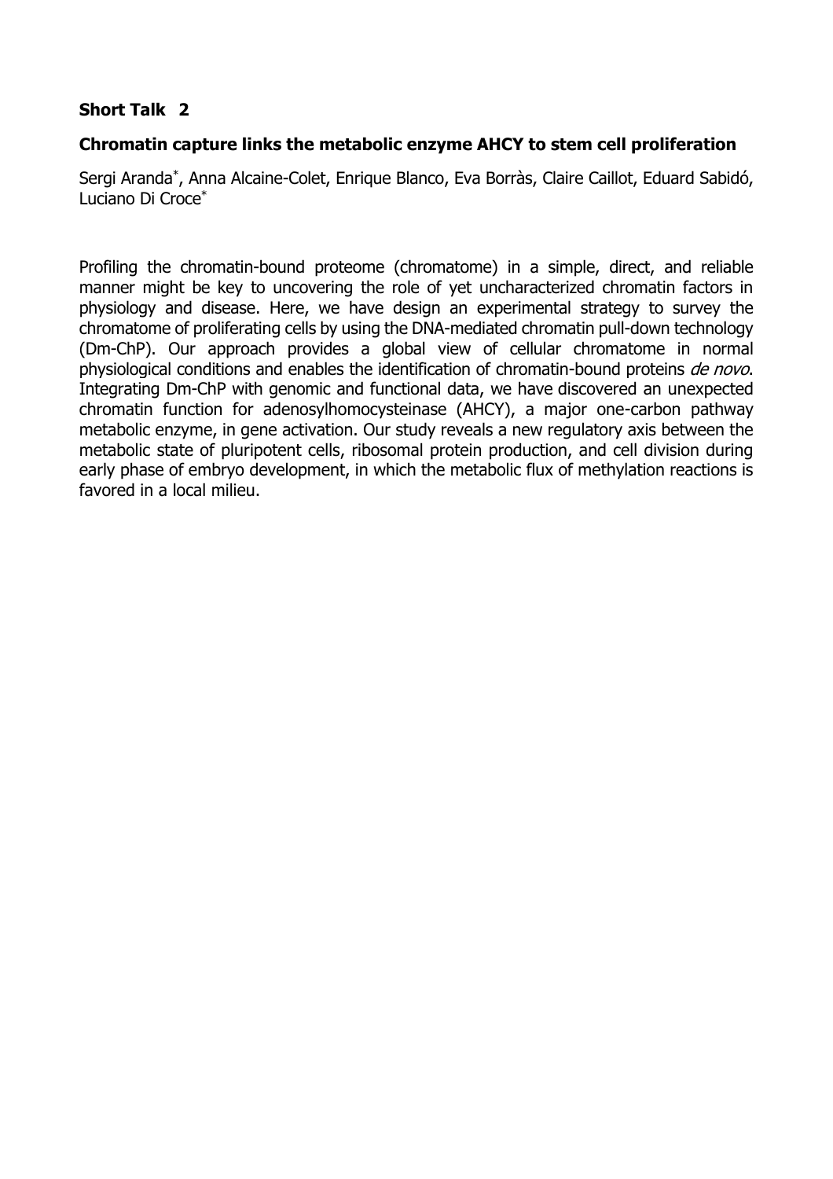**Short Talk 2**

**Chromatin capture links the metabolic enzyme AHCY to stem cell proliferation**

Sergi Aranda*, Anna Alcaine-Colet, Enrique Blanco, Eva Borràs, Claire Caillot, Eduard Sabidó, Luciano Di Croce*

Profiling the chromatin-bound proteome (chromatome) in a simple, direct, and reliable manner might be key to uncovering the role of yet uncharacterized chromatin factors in physiology and disease. Here, we have design an experimental strategy to survey the chromatome of proliferating cells by using the DNA-mediated chromatin pull-down technology (Dm-ChP). Our approach provides a global view of cellular chromatome in normal physiological conditions and enables the identification of chromatin-bound proteins *de novo*. Integrating Dm-ChP with genomic and functional data, we have discovered an unexpected chromatin function for adenosylhomocysteinase (AHCY), a major one-carbon pathway metabolic enzyme, in gene activation. Our study reveals a new regulatory axis between the metabolic state of pluripotent cells, ribosomal protein production, and cell division during early phase of embryo development, in which the metabolic flux of methylation reactions is favored in a local milieu.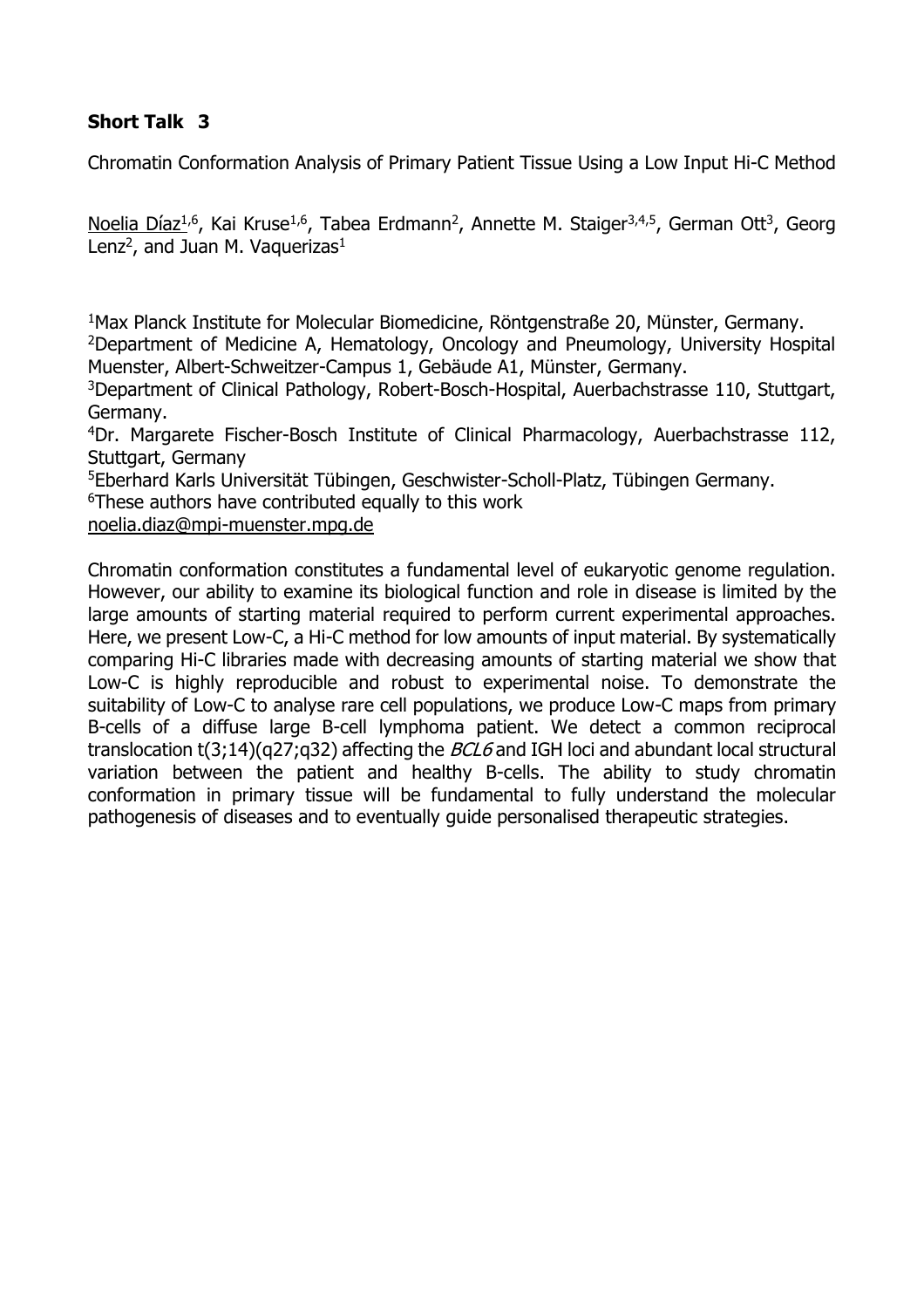**Short Talk 3**

Chromatin Conformation Analysis of Primary Patient Tissue Using a Low Input Hi-C Method

Noelia Díaz[1,6], Kai Kruse[1,6], Tabea Erdmann[2], Annette M. Staiger[3,4,5], German Ott[3], Georg Lenz[2], and Juan M. Vaquerizas[1]

[1]Max Planck Institute for Molecular Biomedicine, Röntgenstraße 20, Münster, Germany.
[2]Department of Medicine A, Hematology, Oncology and Pneumology, University Hospital Muenster, Albert-Schweitzer-Campus 1, Gebäude A1, Münster, Germany.
[3]Department of Clinical Pathology, Robert-Bosch-Hospital, Auerbachstrasse 110, Stuttgart, Germany.
[4]Dr. Margarete Fischer-Bosch Institute of Clinical Pharmacology, Auerbachstrasse 112, Stuttgart, Germany
[5]Eberhard Karls Universität Tübingen, Geschwister-Scholl-Platz, Tübingen Germany.
[6]These authors have contributed equally to this work
noelia.diaz@mpi-muenster.mpg.de

Chromatin conformation constitutes a fundamental level of eukaryotic genome regulation. However, our ability to examine its biological function and role in disease is limited by the large amounts of starting material required to perform current experimental approaches. Here, we present Low-C, a Hi-C method for low amounts of input material. By systematically comparing Hi-C libraries made with decreasing amounts of starting material we show that Low-C is highly reproducible and robust to experimental noise. To demonstrate the suitability of Low-C to analyse rare cell populations, we produce Low-C maps from primary B-cells of a diffuse large B-cell lymphoma patient. We detect a common reciprocal translocation t(3;14)(q27;q32) affecting the *BCL6* and IGH loci and abundant local structural variation between the patient and healthy B-cells. The ability to study chromatin conformation in primary tissue will be fundamental to fully understand the molecular pathogenesis of diseases and to eventually guide personalised therapeutic strategies.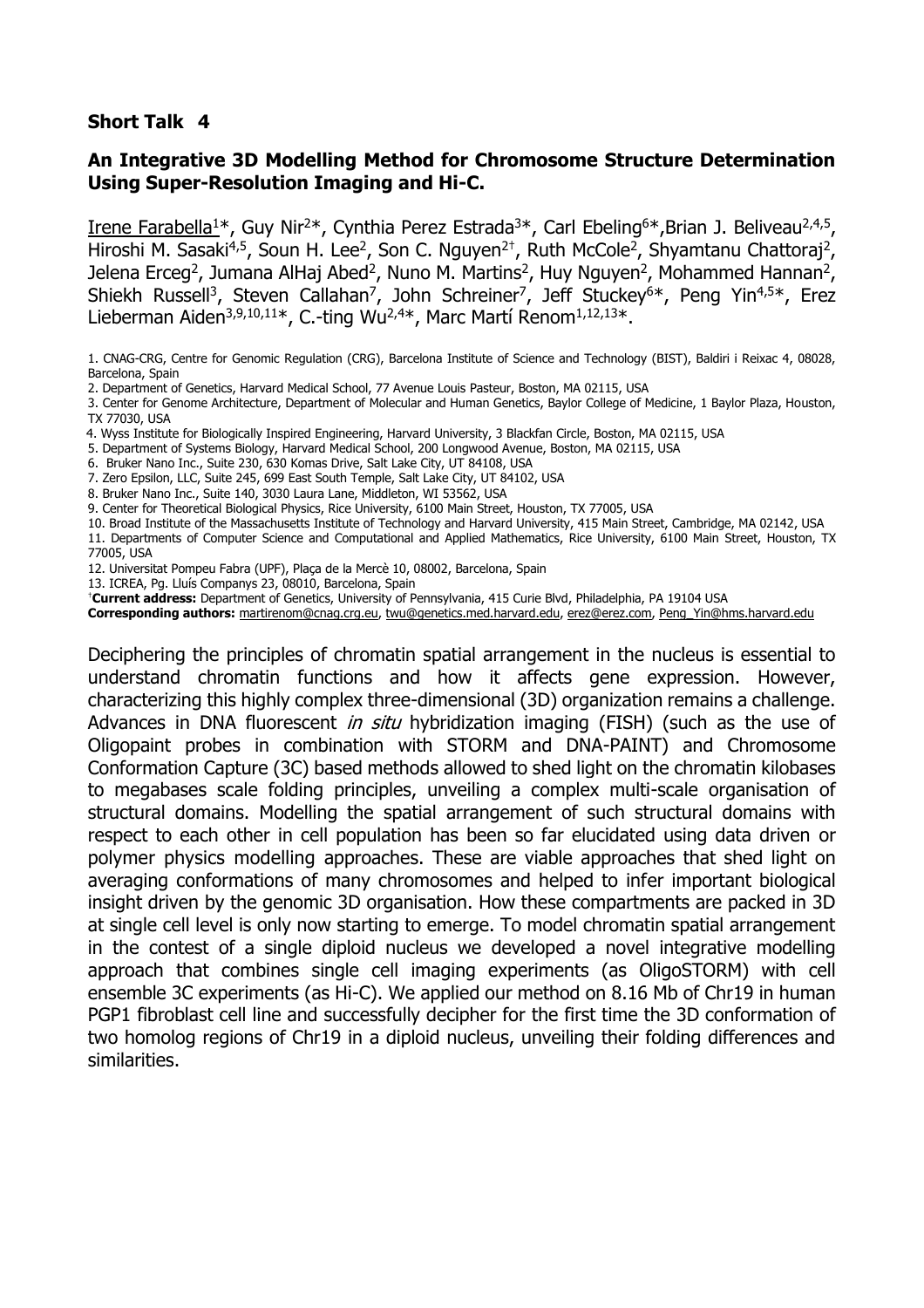## Short Talk 4

### An Integrative 3D Modelling Method for Chromosome Structure Determination Using Super-Resolution Imaging and Hi-C.

Irene Farabella[1]*, Guy Nir[2]*, Cynthia Perez Estrada[3]*, Carl Ebeling[6]*, Brian J. Beliveau[2,4,5], Hiroshi M. Sasaki[4,5], Soun H. Lee[2], Son C. Nguyen[2†], Ruth McCole[2], Shyamtanu Chattoraj[2], Jelena Erceg[2], Jumana AlHaj Abed[2], Nuno M. Martins[2], Huy Nguyen[2], Mohammed Hannan[2], Shiekh Russell[3], Steven Callahan[7], John Schreiner[7], Jeff Stuckey[6]*, Peng Yin[4,5]*, Erez Lieberman Aiden[3,9,10,11]*, C.-ting Wu[2,4]*, Marc Martí Renom[1,12,13]*.

1. CNAG-CRG, Centre for Genomic Regulation (CRG), Barcelona Institute of Science and Technology (BIST), Baldiri i Reixac 4, 08028, Barcelona, Spain
2. Department of Genetics, Harvard Medical School, 77 Avenue Louis Pasteur, Boston, MA 02115, USA
3. Center for Genome Architecture, Department of Molecular and Human Genetics, Baylor College of Medicine, 1 Baylor Plaza, Houston, TX 77030, USA
4. Wyss Institute for Biologically Inspired Engineering, Harvard University, 3 Blackfan Circle, Boston, MA 02115, USA
5. Department of Systems Biology, Harvard Medical School, 200 Longwood Avenue, Boston, MA 02115, USA
6. Bruker Nano Inc., Suite 230, 630 Komas Drive, Salt Lake City, UT 84108, USA
7. Zero Epsilon, LLC, Suite 245, 699 East South Temple, Salt Lake City, UT 84102, USA
8. Bruker Nano Inc., Suite 140, 3030 Laura Lane, Middleton, WI 53562, USA
9. Center for Theoretical Biological Physics, Rice University, 6100 Main Street, Houston, TX 77005, USA
10. Broad Institute of the Massachusetts Institute of Technology and Harvard University, 415 Main Street, Cambridge, MA 02142, USA
11. Departments of Computer Science and Computational and Applied Mathematics, Rice University, 6100 Main Street, Houston, TX 77005, USA
12. Universitat Pompeu Fabra (UPF), Plaça de la Mercè 10, 08002, Barcelona, Spain
13. ICREA, Pg. Lluís Companys 23, 08010, Barcelona, Spain

†**Current address:** Department of Genetics, University of Pennsylvania, 415 Curie Blvd, Philadelphia, PA 19104 USA
**Corresponding authors:** martirenom@cnag.crg.eu, twu@genetics.med.harvard.edu, erez@erez.com, Peng_Yin@hms.harvard.edu

Deciphering the principles of chromatin spatial arrangement in the nucleus is essential to understand chromatin functions and how it affects gene expression. However, characterizing this highly complex three-dimensional (3D) organization remains a challenge. Advances in DNA fluorescent *in situ* hybridization imaging (FISH) (such as the use of Oligopaint probes in combination with STORM and DNA-PAINT) and Chromosome Conformation Capture (3C) based methods allowed to shed light on the chromatin kilobases to megabases scale folding principles, unveiling a complex multi-scale organisation of structural domains. Modelling the spatial arrangement of such structural domains with respect to each other in cell population has been so far elucidated using data driven or polymer physics modelling approaches. These are viable approaches that shed light on averaging conformations of many chromosomes and helped to infer important biological insight driven by the genomic 3D organisation. How these compartments are packed in 3D at single cell level is only now starting to emerge. To model chromatin spatial arrangement in the contest of a single diploid nucleus we developed a novel integrative modelling approach that combines single cell imaging experiments (as OligoSTORM) with cell ensemble 3C experiments (as Hi-C). We applied our method on 8.16 Mb of Chr19 in human PGP1 fibroblast cell line and successfully decipher for the first time the 3D conformation of two homolog regions of Chr19 in a diploid nucleus, unveiling their folding differences and similarities.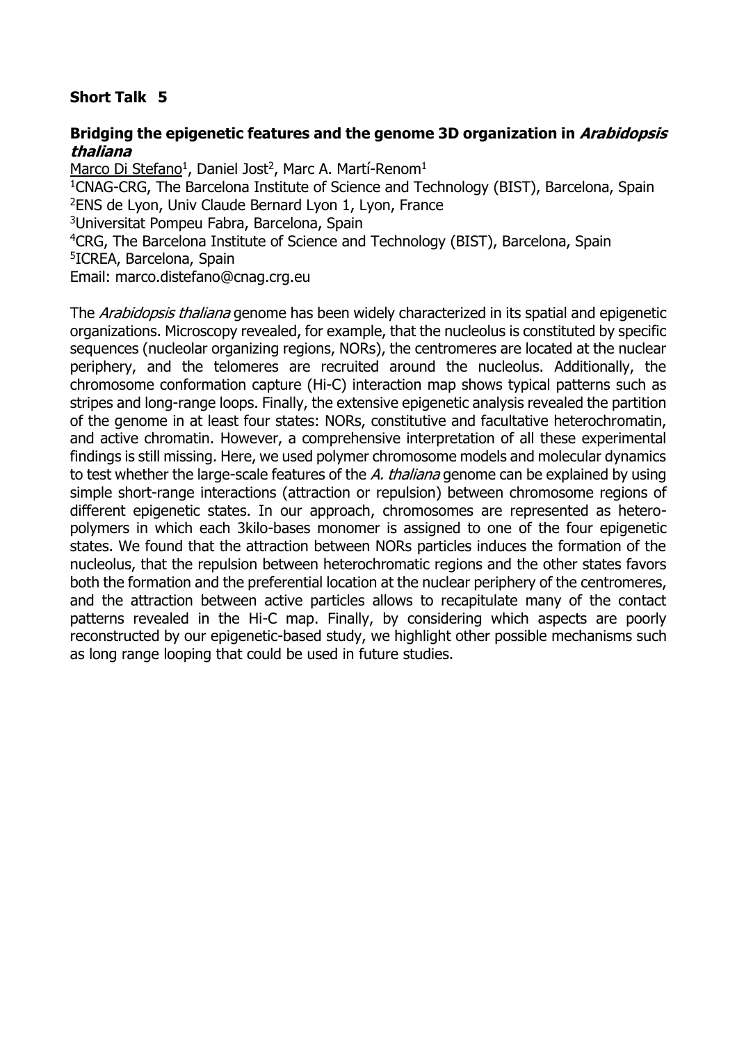**Short Talk 5**

**Bridging the epigenetic features and the genome 3D organization in *Arabidopsis thaliana***

Marco Di Stefano[1], Daniel Jost[2], Marc A. Martí-Renom[1]

[1]CNAG-CRG, The Barcelona Institute of Science and Technology (BIST), Barcelona, Spain
[2]ENS de Lyon, Univ Claude Bernard Lyon 1, Lyon, France
[3]Universitat Pompeu Fabra, Barcelona, Spain
[4]CRG, The Barcelona Institute of Science and Technology (BIST), Barcelona, Spain
[5]ICREA, Barcelona, Spain
Email: marco.distefano@cnag.crg.eu

The *Arabidopsis thaliana* genome has been widely characterized in its spatial and epigenetic organizations. Microscopy revealed, for example, that the nucleolus is constituted by specific sequences (nucleolar organizing regions, NORs), the centromeres are located at the nuclear periphery, and the telomeres are recruited around the nucleolus. Additionally, the chromosome conformation capture (Hi-C) interaction map shows typical patterns such as stripes and long-range loops. Finally, the extensive epigenetic analysis revealed the partition of the genome in at least four states: NORs, constitutive and facultative heterochromatin, and active chromatin. However, a comprehensive interpretation of all these experimental findings is still missing. Here, we used polymer chromosome models and molecular dynamics to test whether the large-scale features of the *A. thaliana* genome can be explained by using simple short-range interactions (attraction or repulsion) between chromosome regions of different epigenetic states. In our approach, chromosomes are represented as hetero-polymers in which each 3kilo-bases monomer is assigned to one of the four epigenetic states. We found that the attraction between NORs particles induces the formation of the nucleolus, that the repulsion between heterochromatic regions and the other states favors both the formation and the preferential location at the nuclear periphery of the centromeres, and the attraction between active particles allows to recapitulate many of the contact patterns revealed in the Hi-C map. Finally, by considering which aspects are poorly reconstructed by our epigenetic-based study, we highlight other possible mechanisms such as long range looping that could be used in future studies.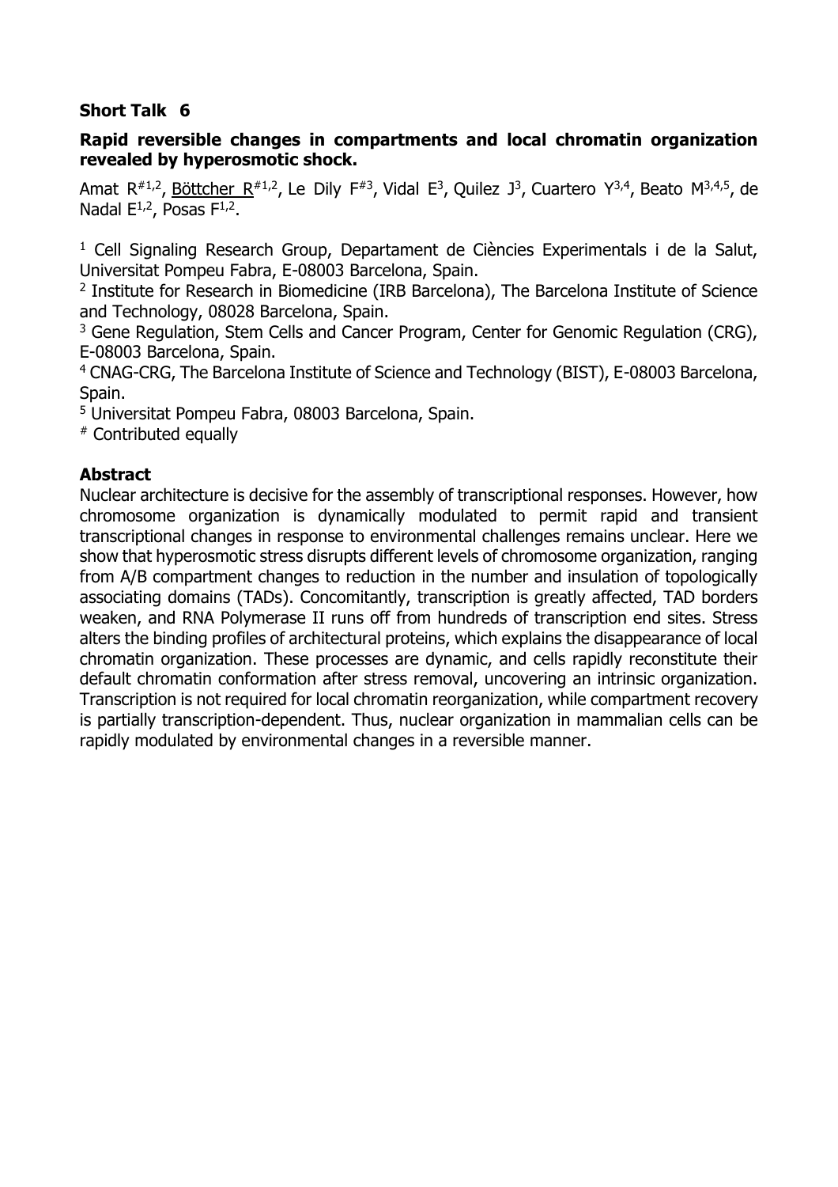**Short Talk 6**

**Rapid reversible changes in compartments and local chromatin organization revealed by hyperosmotic shock.**

Amat R[#1,2], Böttcher R[#1,2], Le Dily F[#3], Vidal E[3], Quilez J[3], Cuartero Y[3,4], Beato M[3,4,5], de Nadal E[1,2], Posas F[1,2].

[1] Cell Signaling Research Group, Departament de Ciències Experimentals i de la Salut, Universitat Pompeu Fabra, E-08003 Barcelona, Spain.
[2] Institute for Research in Biomedicine (IRB Barcelona), The Barcelona Institute of Science and Technology, 08028 Barcelona, Spain.
[3] Gene Regulation, Stem Cells and Cancer Program, Center for Genomic Regulation (CRG), E-08003 Barcelona, Spain.
[4] CNAG-CRG, The Barcelona Institute of Science and Technology (BIST), E-08003 Barcelona, Spain.
[5] Universitat Pompeu Fabra, 08003 Barcelona, Spain.
[#] Contributed equally

**Abstract**

Nuclear architecture is decisive for the assembly of transcriptional responses. However, how chromosome organization is dynamically modulated to permit rapid and transient transcriptional changes in response to environmental challenges remains unclear. Here we show that hyperosmotic stress disrupts different levels of chromosome organization, ranging from A/B compartment changes to reduction in the number and insulation of topologically associating domains (TADs). Concomitantly, transcription is greatly affected, TAD borders weaken, and RNA Polymerase II runs off from hundreds of transcription end sites. Stress alters the binding profiles of architectural proteins, which explains the disappearance of local chromatin organization. These processes are dynamic, and cells rapidly reconstitute their default chromatin conformation after stress removal, uncovering an intrinsic organization. Transcription is not required for local chromatin reorganization, while compartment recovery is partially transcription-dependent. Thus, nuclear organization in mammalian cells can be rapidly modulated by environmental changes in a reversible manner.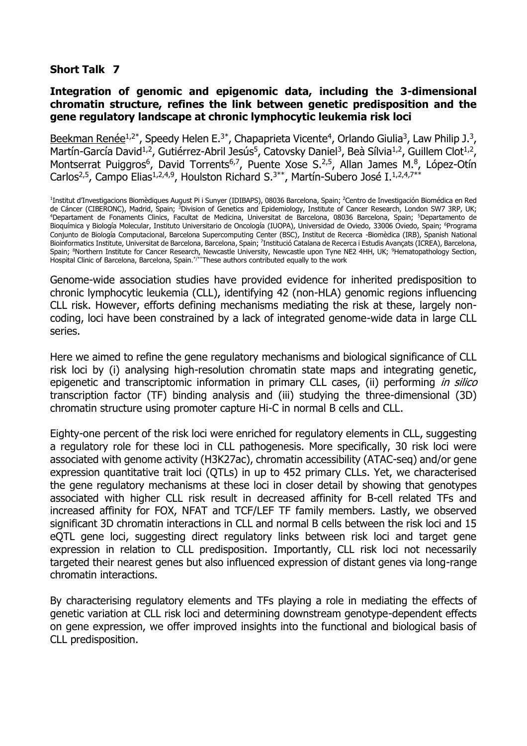**Short Talk 7**

**Integration of genomic and epigenomic data, including the 3-dimensional chromatin structure, refines the link between genetic predisposition and the gene regulatory landscape at chronic lymphocytic leukemia risk loci**

Beekman Renée[1,2*], Speedy Helen E.[3*], Chapaprieta Vicente[4], Orlando Giulia[3], Law Philip J.[3], Martín-García David[1,2], Gutiérrez-Abril Jesús[5], Catovsky Daniel[3], Beà Sílvia[1,2], Guillem Clot[1,2], Montserrat Puiggros[6], David Torrents[6,7], Puente Xose S.[2,5], Allan James M.[8], López-Otín Carlos[2,5], Campo Elias[1,2,4,9], Houlston Richard S.[3**], Martín-Subero José I.[1,2,4,7**]

[1]Institut d'Investigacions Biomèdiques August Pi i Sunyer (IDIBAPS), 08036 Barcelona, Spain; [2]Centro de Investigación Biomédica en Red de Cáncer (CIBERONC), Madrid, Spain; [3]Division of Genetics and Epidemiology, Institute of Cancer Research, London SW7 3RP, UK; [4]Departament de Fonaments Clinics, Facultat de Medicina, Universitat de Barcelona, 08036 Barcelona, Spain; [5]Departamento de Bioquímica y Biología Molecular, Instituto Universitario de Oncología (IUOPA), Universidad de Oviedo, 33006 Oviedo, Spain; [6]Programa Conjunto de Biología Computacional, Barcelona Supercomputing Center (BSC), Institut de Recerca -Biomèdica (IRB), Spanish National Bioinformatics Institute, Universitat de Barcelona, Barcelona, Spain; [7]Institució Catalana de Recerca i Estudis Avançats (ICREA), Barcelona, Spain; [8]Northern Institute for Cancer Research, Newcastle University, Newcastle upon Tyne NE2 4HH, UK; [9]Hematopathology Section, Hospital Clinic of Barcelona, Barcelona, Spain. [*/**]These authors contributed equally to the work

Genome-wide association studies have provided evidence for inherited predisposition to chronic lymphocytic leukemia (CLL), identifying 42 (non-HLA) genomic regions influencing CLL risk. However, efforts defining mechanisms mediating the risk at these, largely non-coding, loci have been constrained by a lack of integrated genome-wide data in large CLL series.

Here we aimed to refine the gene regulatory mechanisms and biological significance of CLL risk loci by (i) analysing high-resolution chromatin state maps and integrating genetic, epigenetic and transcriptomic information in primary CLL cases, (ii) performing *in silico* transcription factor (TF) binding analysis and (iii) studying the three-dimensional (3D) chromatin structure using promoter capture Hi-C in normal B cells and CLL.

Eighty-one percent of the risk loci were enriched for regulatory elements in CLL, suggesting a regulatory role for these loci in CLL pathogenesis. More specifically, 30 risk loci were associated with genome activity (H3K27ac), chromatin accessibility (ATAC-seq) and/or gene expression quantitative trait loci (QTLs) in up to 452 primary CLLs. Yet, we characterised the gene regulatory mechanisms at these loci in closer detail by showing that genotypes associated with higher CLL risk result in decreased affinity for B-cell related TFs and increased affinity for FOX, NFAT and TCF/LEF TF family members. Lastly, we observed significant 3D chromatin interactions in CLL and normal B cells between the risk loci and 15 eQTL gene loci, suggesting direct regulatory links between risk loci and target gene expression in relation to CLL predisposition. Importantly, CLL risk loci not necessarily targeted their nearest genes but also influenced expression of distant genes via long-range chromatin interactions.

By characterising regulatory elements and TFs playing a role in mediating the effects of genetic variation at CLL risk loci and determining downstream genotype-dependent effects on gene expression, we offer improved insights into the functional and biological basis of CLL predisposition.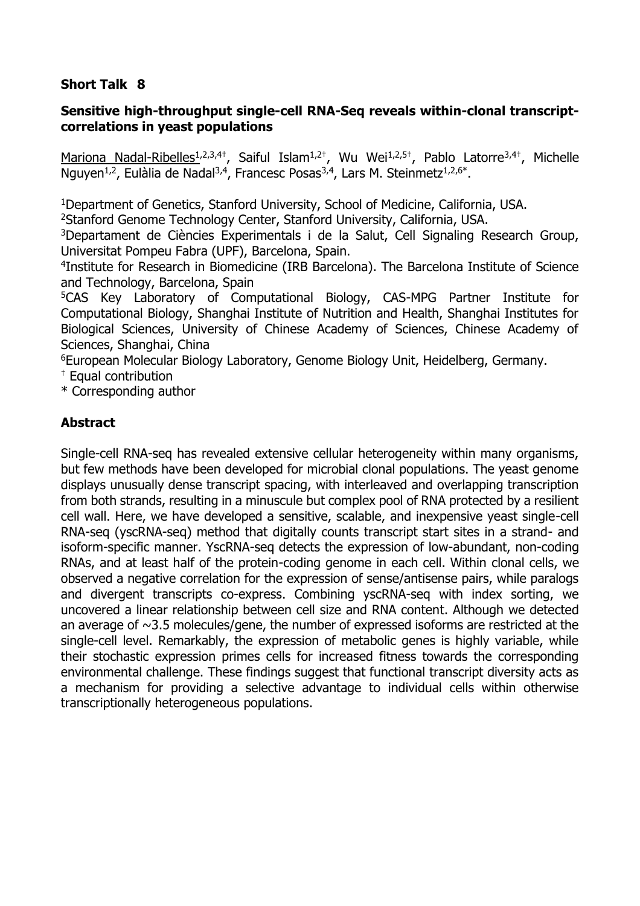**Short Talk 8**

**Sensitive high-throughput single-cell RNA-Seq reveals within-clonal transcript-correlations in yeast populations**

Mariona Nadal-Ribelles[1,2,3,4†], Saiful Islam[1,2†], Wu Wei[1,2,5†], Pablo Latorre[3,4†], Michelle Nguyen[1,2], Eulàlia de Nadal[3,4], Francesc Posas[3,4], Lars M. Steinmetz[1,2,6*].

[1]Department of Genetics, Stanford University, School of Medicine, California, USA.
[2]Stanford Genome Technology Center, Stanford University, California, USA.
[3]Departament de Ciències Experimentals i de la Salut, Cell Signaling Research Group, Universitat Pompeu Fabra (UPF), Barcelona, Spain.
[4]Institute for Research in Biomedicine (IRB Barcelona). The Barcelona Institute of Science and Technology, Barcelona, Spain
[5]CAS Key Laboratory of Computational Biology, CAS-MPG Partner Institute for Computational Biology, Shanghai Institute of Nutrition and Health, Shanghai Institutes for Biological Sciences, University of Chinese Academy of Sciences, Chinese Academy of Sciences, Shanghai, China
[6]European Molecular Biology Laboratory, Genome Biology Unit, Heidelberg, Germany.
[†] Equal contribution
\* Corresponding author

## Abstract

Single-cell RNA-seq has revealed extensive cellular heterogeneity within many organisms, but few methods have been developed for microbial clonal populations. The yeast genome displays unusually dense transcript spacing, with interleaved and overlapping transcription from both strands, resulting in a minuscule but complex pool of RNA protected by a resilient cell wall. Here, we have developed a sensitive, scalable, and inexpensive yeast single-cell RNA-seq (yscRNA-seq) method that digitally counts transcript start sites in a strand- and isoform-specific manner. YscRNA-seq detects the expression of low-abundant, non-coding RNAs, and at least half of the protein-coding genome in each cell. Within clonal cells, we observed a negative correlation for the expression of sense/antisense pairs, while paralogs and divergent transcripts co-express. Combining yscRNA-seq with index sorting, we uncovered a linear relationship between cell size and RNA content. Although we detected an average of ~3.5 molecules/gene, the number of expressed isoforms are restricted at the single-cell level. Remarkably, the expression of metabolic genes is highly variable, while their stochastic expression primes cells for increased fitness towards the corresponding environmental challenge. These findings suggest that functional transcript diversity acts as a mechanism for providing a selective advantage to individual cells within otherwise transcriptionally heterogeneous populations.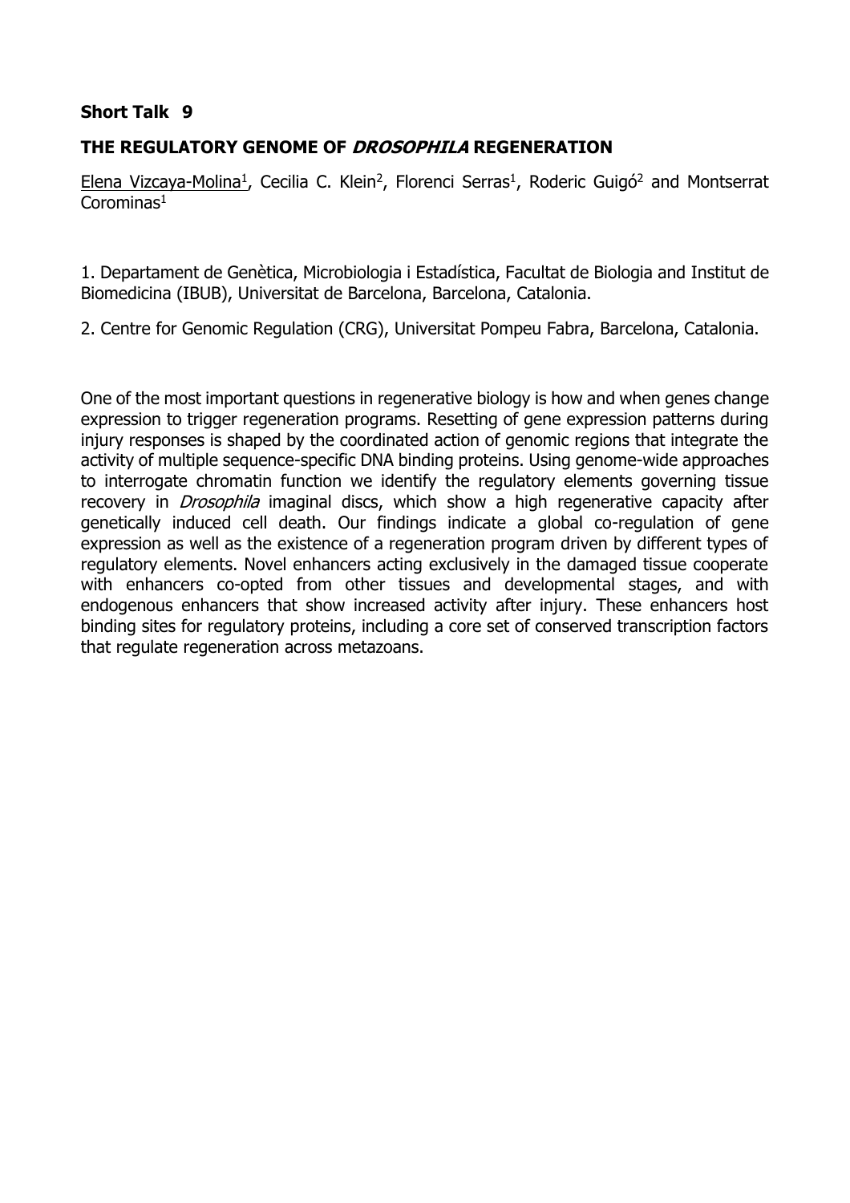**Short Talk 9**

**THE REGULATORY GENOME OF *DROSOPHILA* REGENERATION**

<u>Elena Vizcaya-Molina</u>[1], Cecilia C. Klein[2], Florenci Serras[1], Roderic Guigó[2] and Montserrat Corominas[1]

1. Departament de Genètica, Microbiologia i Estadística, Facultat de Biologia and Institut de Biomedicina (IBUB), Universitat de Barcelona, Barcelona, Catalonia.

2. Centre for Genomic Regulation (CRG), Universitat Pompeu Fabra, Barcelona, Catalonia.

One of the most important questions in regenerative biology is how and when genes change expression to trigger regeneration programs. Resetting of gene expression patterns during injury responses is shaped by the coordinated action of genomic regions that integrate the activity of multiple sequence-specific DNA binding proteins. Using genome-wide approaches to interrogate chromatin function we identify the regulatory elements governing tissue recovery in *Drosophila* imaginal discs, which show a high regenerative capacity after genetically induced cell death. Our findings indicate a global co-regulation of gene expression as well as the existence of a regeneration program driven by different types of regulatory elements. Novel enhancers acting exclusively in the damaged tissue cooperate with enhancers co-opted from other tissues and developmental stages, and with endogenous enhancers that show increased activity after injury. These enhancers host binding sites for regulatory proteins, including a core set of conserved transcription factors that regulate regeneration across metazoans.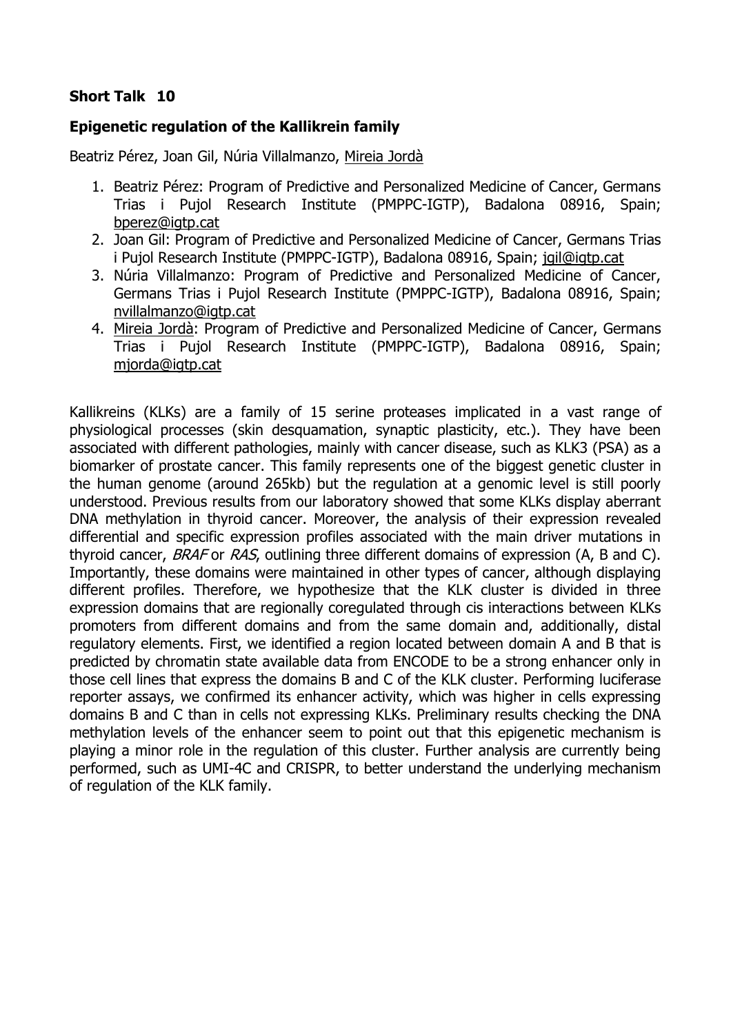**Short Talk 10**

**Epigenetic regulation of the Kallikrein family**

Beatriz Pérez, Joan Gil, Núria Villalmanzo, Mireia Jordà

1. Beatriz Pérez: Program of Predictive and Personalized Medicine of Cancer, Germans Trias i Pujol Research Institute (PMPPC-IGTP), Badalona 08916, Spain; bperez@igtp.cat
2. Joan Gil: Program of Predictive and Personalized Medicine of Cancer, Germans Trias i Pujol Research Institute (PMPPC-IGTP), Badalona 08916, Spain; jgil@igtp.cat
3. Núria Villalmanzo: Program of Predictive and Personalized Medicine of Cancer, Germans Trias i Pujol Research Institute (PMPPC-IGTP), Badalona 08916, Spain; nvillalmanzo@igtp.cat
4. Mireia Jordà: Program of Predictive and Personalized Medicine of Cancer, Germans Trias i Pujol Research Institute (PMPPC-IGTP), Badalona 08916, Spain; mjorda@igtp.cat

Kallikreins (KLKs) are a family of 15 serine proteases implicated in a vast range of physiological processes (skin desquamation, synaptic plasticity, etc.). They have been associated with different pathologies, mainly with cancer disease, such as KLK3 (PSA) as a biomarker of prostate cancer. This family represents one of the biggest genetic cluster in the human genome (around 265kb) but the regulation at a genomic level is still poorly understood. Previous results from our laboratory showed that some KLKs display aberrant DNA methylation in thyroid cancer. Moreover, the analysis of their expression revealed differential and specific expression profiles associated with the main driver mutations in thyroid cancer, *BRAF* or *RAS*, outlining three different domains of expression (A, B and C). Importantly, these domains were maintained in other types of cancer, although displaying different profiles. Therefore, we hypothesize that the KLK cluster is divided in three expression domains that are regionally coregulated through cis interactions between KLKs promoters from different domains and from the same domain and, additionally, distal regulatory elements. First, we identified a region located between domain A and B that is predicted by chromatin state available data from ENCODE to be a strong enhancer only in those cell lines that express the domains B and C of the KLK cluster. Performing luciferase reporter assays, we confirmed its enhancer activity, which was higher in cells expressing domains B and C than in cells not expressing KLKs. Preliminary results checking the DNA methylation levels of the enhancer seem to point out that this epigenetic mechanism is playing a minor role in the regulation of this cluster. Further analysis are currently being performed, such as UMI-4C and CRISPR, to better understand the underlying mechanism of regulation of the KLK family.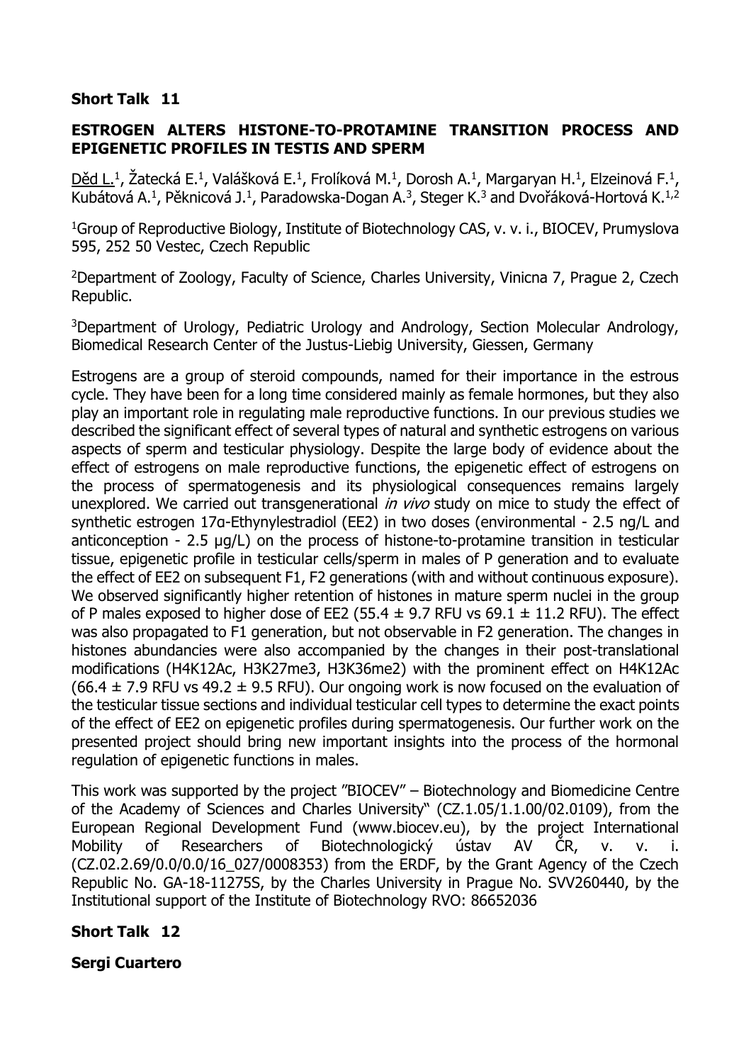**Short Talk 11**

**ESTROGEN ALTERS HISTONE-TO-PROTAMINE TRANSITION PROCESS AND EPIGENETIC PROFILES IN TESTIS AND SPERM**

Děd L.[1], Žatecká E.[1], Valášková E.[1], Frolíková M.[1], Dorosh A.[1], Margaryan H.[1], Elzeinová F.[1], Kubátová A.[1], Pěknicová J.[1], Paradowska-Dogan A.[3], Steger K.[3] and Dvořáková-Hortová K.[1,2]

[1]Group of Reproductive Biology, Institute of Biotechnology CAS, v. v. i., BIOCEV, Prumyslova 595, 252 50 Vestec, Czech Republic

[2]Department of Zoology, Faculty of Science, Charles University, Vinicna 7, Prague 2, Czech Republic.

[3]Department of Urology, Pediatric Urology and Andrology, Section Molecular Andrology, Biomedical Research Center of the Justus-Liebig University, Giessen, Germany

Estrogens are a group of steroid compounds, named for their importance in the estrous cycle. They have been for a long time considered mainly as female hormones, but they also play an important role in regulating male reproductive functions. In our previous studies we described the significant effect of several types of natural and synthetic estrogens on various aspects of sperm and testicular physiology. Despite the large body of evidence about the effect of estrogens on male reproductive functions, the epigenetic effect of estrogens on the process of spermatogenesis and its physiological consequences remains largely unexplored. We carried out transgenerational *in vivo* study on mice to study the effect of synthetic estrogen 17α-Ethynylestradiol (EE2) in two doses (environmental - 2.5 ng/L and anticonception - 2.5 μg/L) on the process of histone-to-protamine transition in testicular tissue, epigenetic profile in testicular cells/sperm in males of P generation and to evaluate the effect of EE2 on subsequent F1, F2 generations (with and without continuous exposure). We observed significantly higher retention of histones in mature sperm nuclei in the group of P males exposed to higher dose of EE2 ($55.4 \pm 9.7$ RFU vs $69.1 \pm 11.2$ RFU). The effect was also propagated to F1 generation, but not observable in F2 generation. The changes in histones abundancies were also accompanied by the changes in their post-translational modifications (H4K12Ac, H3K27me3, H3K36me2) with the prominent effect on H4K12Ac ($66.4 \pm 7.9$ RFU vs $49.2 \pm 9.5$ RFU). Our ongoing work is now focused on the evaluation of the testicular tissue sections and individual testicular cell types to determine the exact points of the effect of EE2 on epigenetic profiles during spermatogenesis. Our further work on the presented project should bring new important insights into the process of the hormonal regulation of epigenetic functions in males.

This work was supported by the project "BIOCEV" – Biotechnology and Biomedicine Centre of the Academy of Sciences and Charles University" (CZ.1.05/1.1.00/02.0109), from the European Regional Development Fund (www.biocev.eu), by the project International Mobility of Researchers of Biotechnologický ústav AV ČR, v. v. i. (CZ.02.2.69/0.0/0.0/16_027/0008353) from the ERDF, by the Grant Agency of the Czech Republic No. GA-18-11275S, by the Charles University in Prague No. SVV260440, by the Institutional support of the Institute of Biotechnology RVO: 86652036

**Short Talk 12**

**Sergi Cuartero**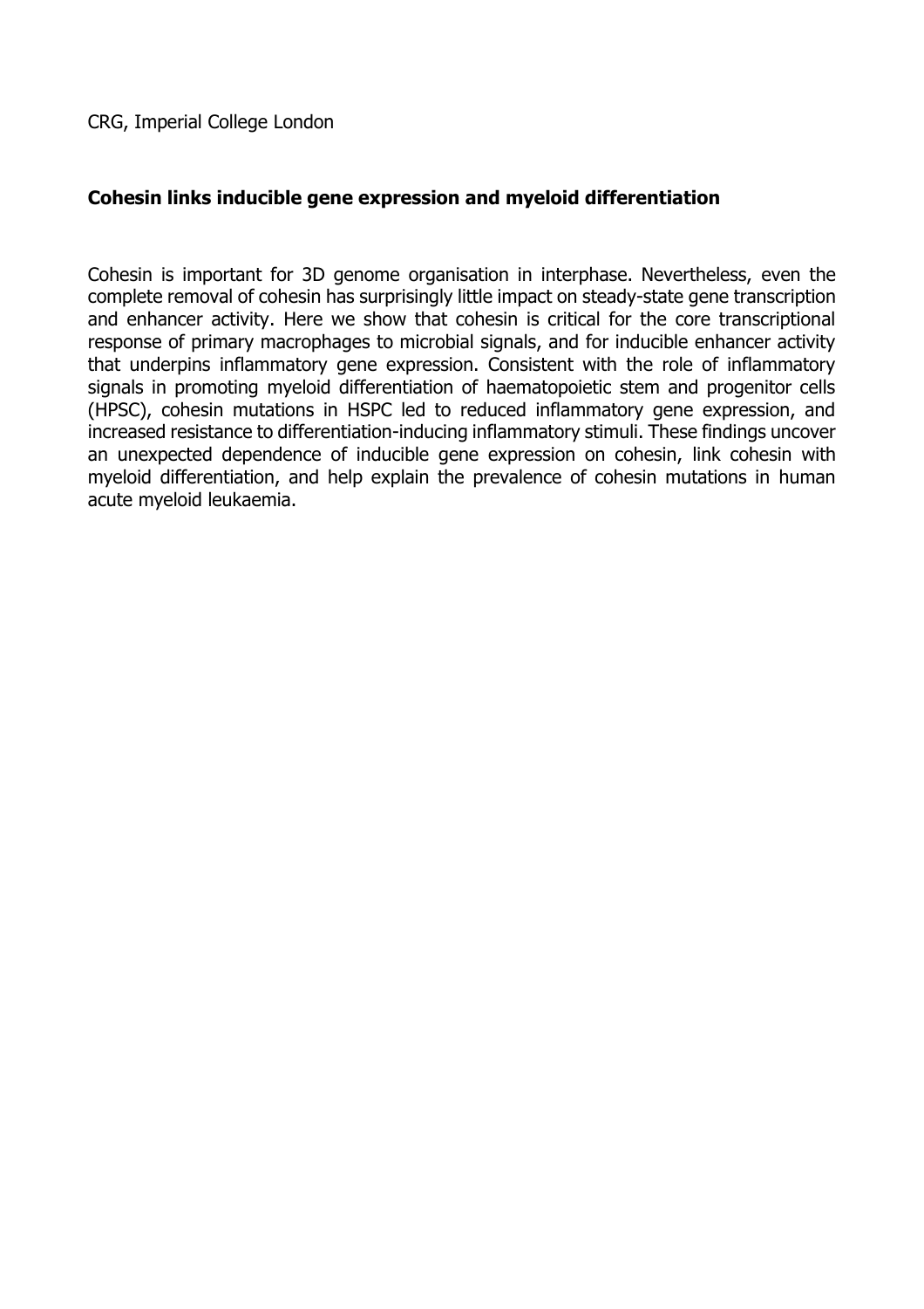CRG, Imperial College London

**Cohesin links inducible gene expression and myeloid differentiation**

Cohesin is important for 3D genome organisation in interphase. Nevertheless, even the complete removal of cohesin has surprisingly little impact on steady-state gene transcription and enhancer activity. Here we show that cohesin is critical for the core transcriptional response of primary macrophages to microbial signals, and for inducible enhancer activity that underpins inflammatory gene expression. Consistent with the role of inflammatory signals in promoting myeloid differentiation of haematopoietic stem and progenitor cells (HPSC), cohesin mutations in HSPC led to reduced inflammatory gene expression, and increased resistance to differentiation-inducing inflammatory stimuli. These findings uncover an unexpected dependence of inducible gene expression on cohesin, link cohesin with myeloid differentiation, and help explain the prevalence of cohesin mutations in human acute myeloid leukaemia.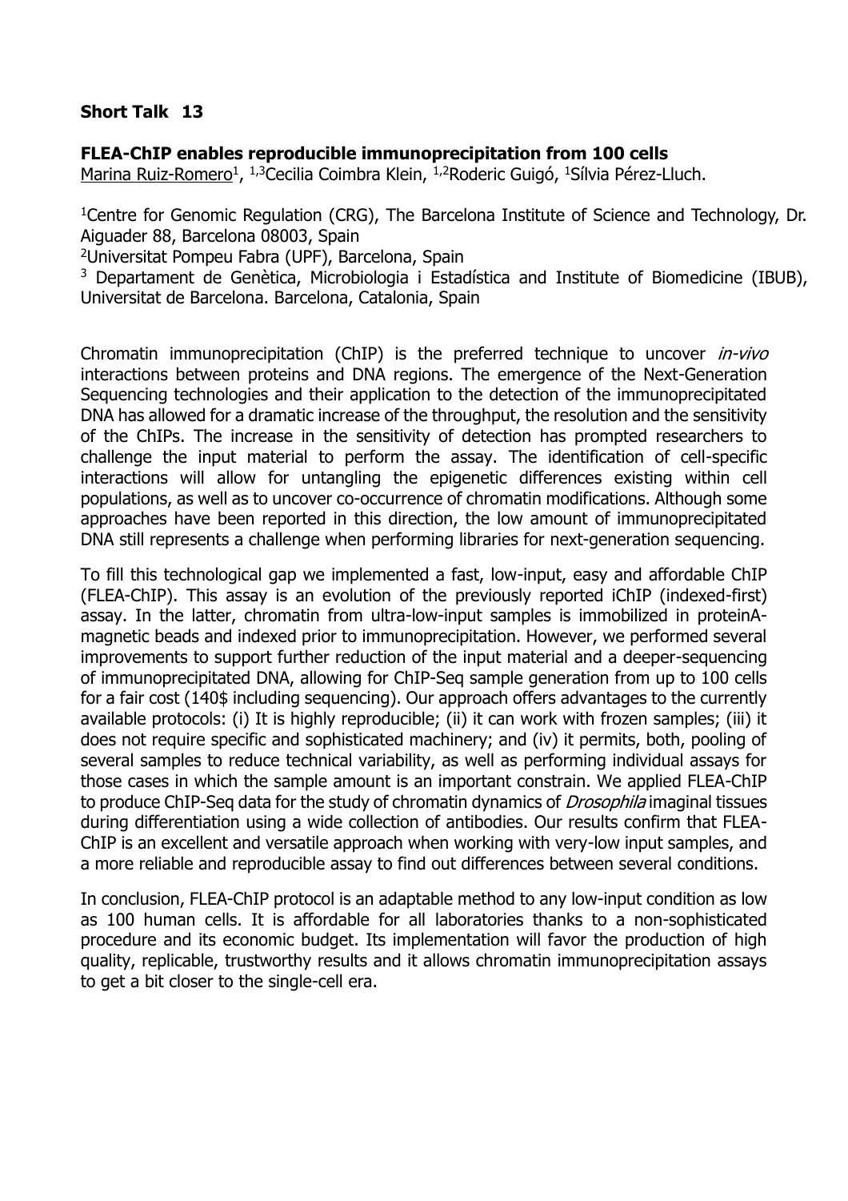**Short Talk 13**

**FLEA-ChIP enables reproducible immunoprecipitation from 100 cells**

Marina Ruiz-Romero[1], [1,3]Cecilia Coimbra Klein, [1,2]Roderic Guigó, [1]Sílvia Pérez-Lluch.

[1]Centre for Genomic Regulation (CRG), The Barcelona Institute of Science and Technology, Dr. Aiguader 88, Barcelona 08003, Spain

[2]Universitat Pompeu Fabra (UPF), Barcelona, Spain

[3] Departament de Genètica, Microbiologia i Estadística and Institute of Biomedicine (IBUB), Universitat de Barcelona. Barcelona, Catalonia, Spain

Chromatin immunoprecipitation (ChIP) is the preferred technique to uncover *in-vivo* interactions between proteins and DNA regions. The emergence of the Next-Generation Sequencing technologies and their application to the detection of the immunoprecipitated DNA has allowed for a dramatic increase of the throughput, the resolution and the sensitivity of the ChIPs. The increase in the sensitivity of detection has prompted researchers to challenge the input material to perform the assay. The identification of cell-specific interactions will allow for untangling the epigenetic differences existing within cell populations, as well as to uncover co-occurrence of chromatin modifications. Although some approaches have been reported in this direction, the low amount of immunoprecipitated DNA still represents a challenge when performing libraries for next-generation sequencing.

To fill this technological gap we implemented a fast, low-input, easy and affordable ChIP (FLEA-ChIP). This assay is an evolution of the previously reported iChIP (indexed-first) assay. In the latter, chromatin from ultra-low-input samples is immobilized in proteinA-magnetic beads and indexed prior to immunoprecipitation. However, we performed several improvements to support further reduction of the input material and a deeper-sequencing of immunoprecipitated DNA, allowing for ChIP-Seq sample generation from up to 100 cells for a fair cost (140$ including sequencing). Our approach offers advantages to the currently available protocols: (i) It is highly reproducible; (ii) it can work with frozen samples; (iii) it does not require specific and sophisticated machinery; and (iv) it permits, both, pooling of several samples to reduce technical variability, as well as performing individual assays for those cases in which the sample amount is an important constrain. We applied FLEA-ChIP to produce ChIP-Seq data for the study of chromatin dynamics of *Drosophila* imaginal tissues during differentiation using a wide collection of antibodies. Our results confirm that FLEA-ChIP is an excellent and versatile approach when working with very-low input samples, and a more reliable and reproducible assay to find out differences between several conditions.

In conclusion, FLEA-ChIP protocol is an adaptable method to any low-input condition as low as 100 human cells. It is affordable for all laboratories thanks to a non-sophisticated procedure and its economic budget. Its implementation will favor the production of high quality, replicable, trustworthy results and it allows chromatin immunoprecipitation assays to get a bit closer to the single-cell era.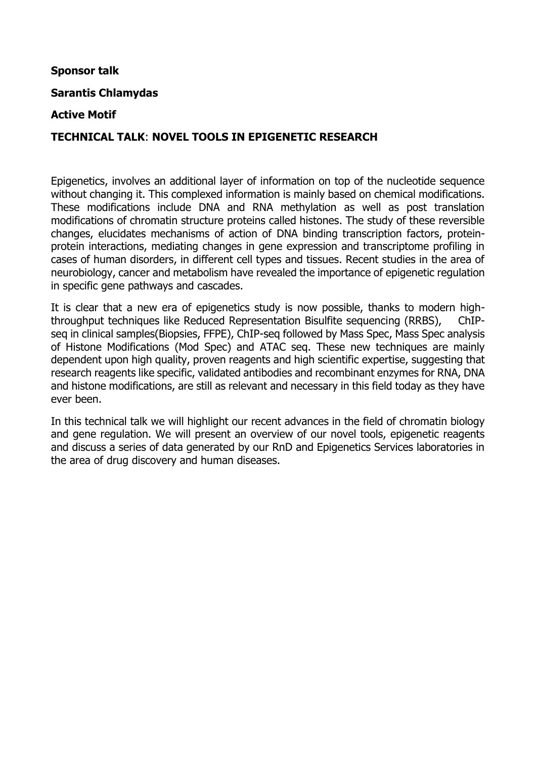**Sponsor talk**

**Sarantis Chlamydas**

**Active Motif**

**TECHNICAL TALK**: **NOVEL TOOLS IN EPIGENETIC RESEARCH**

Epigenetics, involves an additional layer of information on top of the nucleotide sequence without changing it. This complexed information is mainly based on chemical modifications. These modifications include DNA and RNA methylation as well as post translation modifications of chromatin structure proteins called histones. The study of these reversible changes, elucidates mechanisms of action of DNA binding transcription factors, protein-protein interactions, mediating changes in gene expression and transcriptome profiling in cases of human disorders, in different cell types and tissues. Recent studies in the area of neurobiology, cancer and metabolism have revealed the importance of epigenetic regulation in specific gene pathways and cascades.

It is clear that a new era of epigenetics study is now possible, thanks to modern high-throughput techniques like Reduced Representation Bisulfite sequencing (RRBS), ChIP-seq in clinical samples(Biopsies, FFPE), ChIP-seq followed by Mass Spec, Mass Spec analysis of Histone Modifications (Mod Spec) and ATAC seq. These new techniques are mainly dependent upon high quality, proven reagents and high scientific expertise, suggesting that research reagents like specific, validated antibodies and recombinant enzymes for RNA, DNA and histone modifications, are still as relevant and necessary in this field today as they have ever been.

In this technical talk we will highlight our recent advances in the field of chromatin biology and gene regulation. We will present an overview of our novel tools, epigenetic reagents and discuss a series of data generated by our RnD and Epigenetics Services laboratories in the area of drug discovery and human diseases.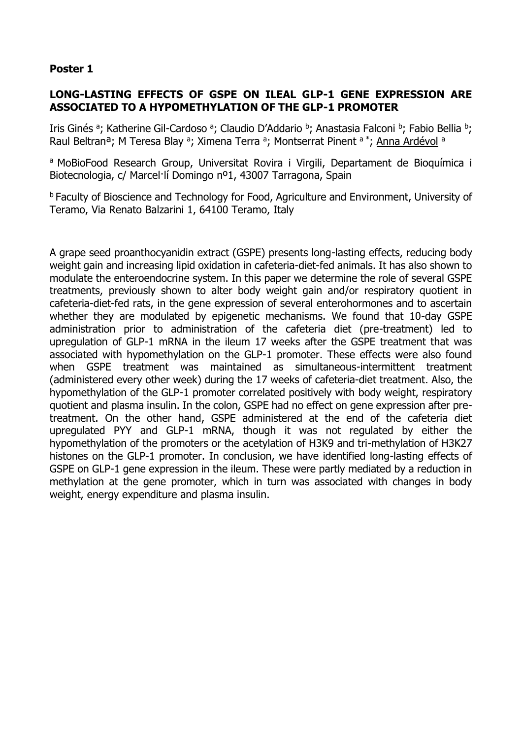**Poster 1**

**LONG-LASTING EFFECTS OF GSPE ON ILEAL GLP-1 GENE EXPRESSION ARE ASSOCIATED TO A HYPOMETHYLATION OF THE GLP-1 PROMOTER**

Iris Ginés [a]; Katherine Gil-Cardoso [a]; Claudio D'Addario [b]; Anastasia Falconi [b]; Fabio Bellia [b]; Raul Beltran[a]; M Teresa Blay [a]; Ximena Terra [a]; Montserrat Pinent [a *]; Anna Ardévol [a]

[a] MoBioFood Research Group, Universitat Rovira i Virgili, Departament de Bioquímica i Biotecnologia, c/ Marcel·lí Domingo nº1, 43007 Tarragona, Spain

[b] Faculty of Bioscience and Technology for Food, Agriculture and Environment, University of Teramo, Via Renato Balzarini 1, 64100 Teramo, Italy

A grape seed proanthocyanidin extract (GSPE) presents long-lasting effects, reducing body weight gain and increasing lipid oxidation in cafeteria-diet-fed animals. It has also shown to modulate the enteroendocrine system. In this paper we determine the role of several GSPE treatments, previously shown to alter body weight gain and/or respiratory quotient in cafeteria-diet-fed rats, in the gene expression of several enterohormones and to ascertain whether they are modulated by epigenetic mechanisms. We found that 10-day GSPE administration prior to administration of the cafeteria diet (pre-treatment) led to upregulation of GLP-1 mRNA in the ileum 17 weeks after the GSPE treatment that was associated with hypomethylation on the GLP-1 promoter. These effects were also found when GSPE treatment was maintained as simultaneous-intermittent treatment (administered every other week) during the 17 weeks of cafeteria-diet treatment. Also, the hypomethylation of the GLP-1 promoter correlated positively with body weight, respiratory quotient and plasma insulin. In the colon, GSPE had no effect on gene expression after pre-treatment. On the other hand, GSPE administered at the end of the cafeteria diet upregulated PYY and GLP-1 mRNA, though it was not regulated by either the hypomethylation of the promoters or the acetylation of H3K9 and tri-methylation of H3K27 histones on the GLP-1 promoter. In conclusion, we have identified long-lasting effects of GSPE on GLP-1 gene expression in the ileum. These were partly mediated by a reduction in methylation at the gene promoter, which in turn was associated with changes in body weight, energy expenditure and plasma insulin.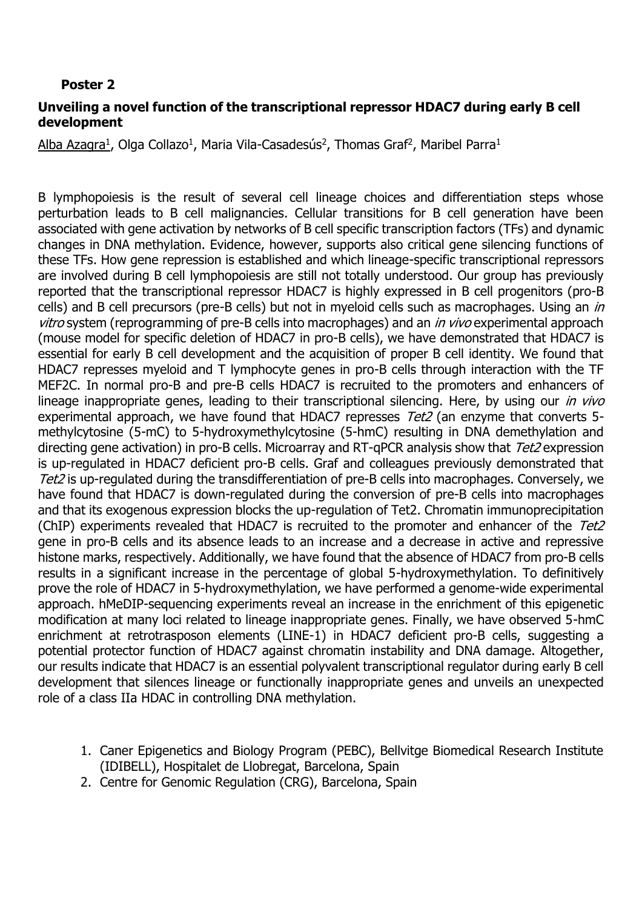**Poster 2**

**Unveiling a novel function of the transcriptional repressor HDAC7 during early B cell development**

Alba Azagra[1], Olga Collazo[1], Maria Vila-Casadesús[2], Thomas Graf[2], Maribel Parra[1]

B lymphopoiesis is the result of several cell lineage choices and differentiation steps whose perturbation leads to B cell malignancies. Cellular transitions for B cell generation have been associated with gene activation by networks of B cell specific transcription factors (TFs) and dynamic changes in DNA methylation. Evidence, however, supports also critical gene silencing functions of these TFs. How gene repression is established and which lineage-specific transcriptional repressors are involved during B cell lymphopoiesis are still not totally understood. Our group has previously reported that the transcriptional repressor HDAC7 is highly expressed in B cell progenitors (pro-B cells) and B cell precursors (pre-B cells) but not in myeloid cells such as macrophages. Using an *in vitro* system (reprogramming of pre-B cells into macrophages) and an *in vivo* experimental approach (mouse model for specific deletion of HDAC7 in pro-B cells), we have demonstrated that HDAC7 is essential for early B cell development and the acquisition of proper B cell identity. We found that HDAC7 represses myeloid and T lymphocyte genes in pro-B cells through interaction with the TF MEF2C. In normal pro-B and pre-B cells HDAC7 is recruited to the promoters and enhancers of lineage inappropriate genes, leading to their transcriptional silencing. Here, by using our *in vivo* experimental approach, we have found that HDAC7 represses *Tet2* (an enzyme that converts 5-methylcytosine (5-mC) to 5-hydroxymethylcytosine (5-hmC) resulting in DNA demethylation and directing gene activation) in pro-B cells. Microarray and RT-qPCR analysis show that *Tet2* expression is up-regulated in HDAC7 deficient pro-B cells. Graf and colleagues previously demonstrated that *Tet2* is up-regulated during the transdifferentiation of pre-B cells into macrophages. Conversely, we have found that HDAC7 is down-regulated during the conversion of pre-B cells into macrophages and that its exogenous expression blocks the up-regulation of Tet2. Chromatin immunoprecipitation (ChIP) experiments revealed that HDAC7 is recruited to the promoter and enhancer of the *Tet2* gene in pro-B cells and its absence leads to an increase and a decrease in active and repressive histone marks, respectively. Additionally, we have found that the absence of HDAC7 from pro-B cells results in a significant increase in the percentage of global 5-hydroxymethylation. To definitively prove the role of HDAC7 in 5-hydroxymethylation, we have performed a genome-wide experimental approach. hMeDIP-sequencing experiments reveal an increase in the enrichment of this epigenetic modification at many loci related to lineage inappropriate genes. Finally, we have observed 5-hmC enrichment at retrotrasposon elements (LINE-1) in HDAC7 deficient pro-B cells, suggesting a potential protector function of HDAC7 against chromatin instability and DNA damage. Altogether, our results indicate that HDAC7 is an essential polyvalent transcriptional regulator during early B cell development that silences lineage or functionally inappropriate genes and unveils an unexpected role of a class IIa HDAC in controlling DNA methylation.

1. Caner Epigenetics and Biology Program (PEBC), Bellvitge Biomedical Research Institute (IDIBELL), Hospitalet de Llobregat, Barcelona, Spain
2. Centre for Genomic Regulation (CRG), Barcelona, Spain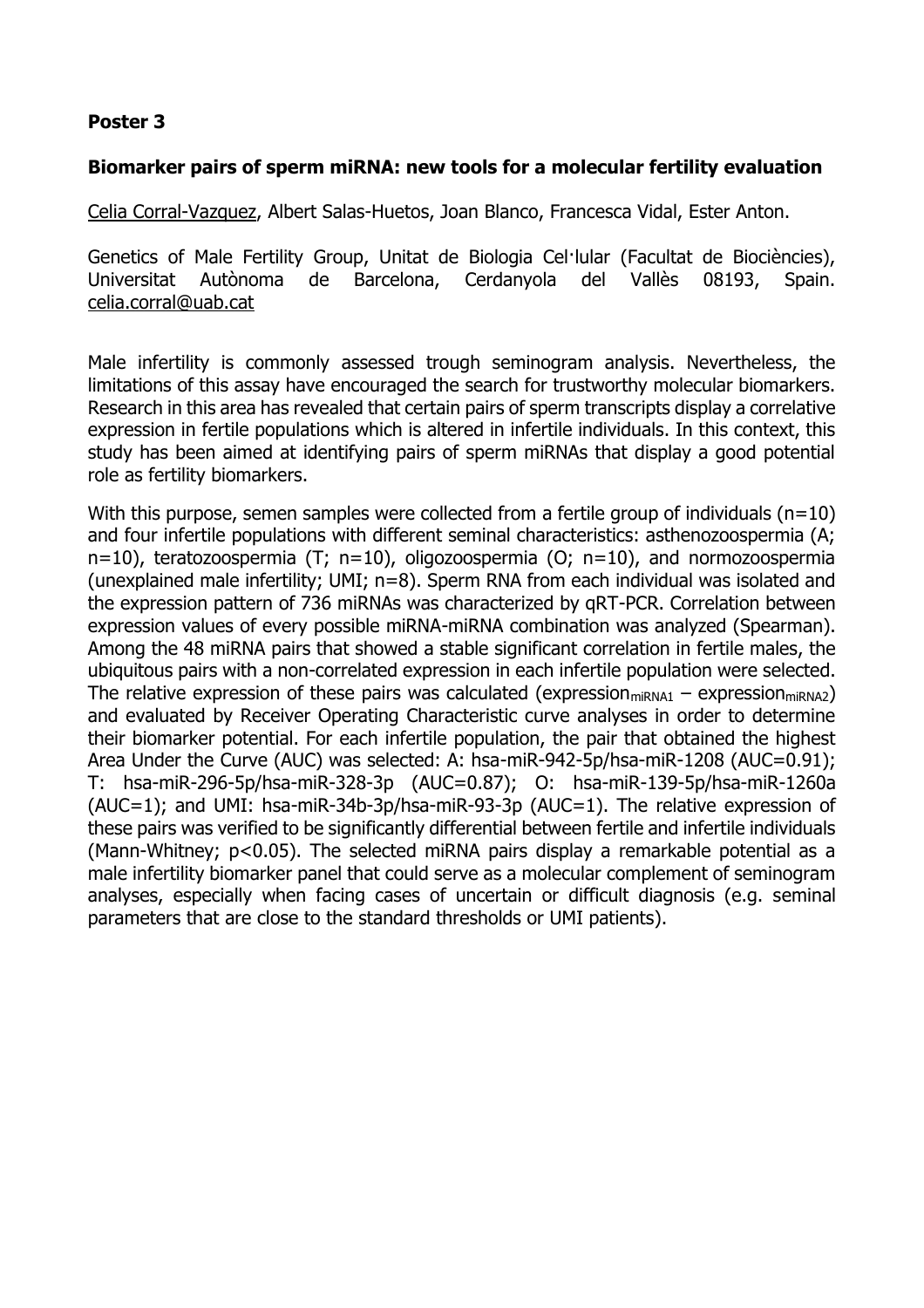**Poster 3**

**Biomarker pairs of sperm miRNA: new tools for a molecular fertility evaluation**

Celia Corral-Vazquez, Albert Salas-Huetos, Joan Blanco, Francesca Vidal, Ester Anton.

Genetics of Male Fertility Group, Unitat de Biologia Cel·lular (Facultat de Biociències), Universitat Autònoma de Barcelona, Cerdanyola del Vallès 08193, Spain. celia.corral@uab.cat

Male infertility is commonly assessed trough seminogram analysis. Nevertheless, the limitations of this assay have encouraged the search for trustworthy molecular biomarkers. Research in this area has revealed that certain pairs of sperm transcripts display a correlative expression in fertile populations which is altered in infertile individuals. In this context, this study has been aimed at identifying pairs of sperm miRNAs that display a good potential role as fertility biomarkers.

With this purpose, semen samples were collected from a fertile group of individuals (n=10) and four infertile populations with different seminal characteristics: asthenozoospermia (A; n=10), teratozoospermia (T; n=10), oligozoospermia (O; n=10), and normozoospermia (unexplained male infertility; UMI; n=8). Sperm RNA from each individual was isolated and the expression pattern of 736 miRNAs was characterized by qRT-PCR. Correlation between expression values of every possible miRNA-miRNA combination was analyzed (Spearman). Among the 48 miRNA pairs that showed a stable significant correlation in fertile males, the ubiquitous pairs with a non-correlated expression in each infertile population were selected. The relative expression of these pairs was calculated ($expression_{miRNA1}$ – $expression_{miRNA2}$) and evaluated by Receiver Operating Characteristic curve analyses in order to determine their biomarker potential. For each infertile population, the pair that obtained the highest Area Under the Curve (AUC) was selected: A: hsa-miR-942-5p/hsa-miR-1208 (AUC=0.91); T: hsa-miR-296-5p/hsa-miR-328-3p (AUC=0.87); O: hsa-miR-139-5p/hsa-miR-1260a (AUC=1); and UMI: hsa-miR-34b-3p/hsa-miR-93-3p (AUC=1). The relative expression of these pairs was verified to be significantly differential between fertile and infertile individuals (Mann-Whitney; $p<0.05$). The selected miRNA pairs display a remarkable potential as a male infertility biomarker panel that could serve as a molecular complement of seminogram analyses, especially when facing cases of uncertain or difficult diagnosis (e.g. seminal parameters that are close to the standard thresholds or UMI patients).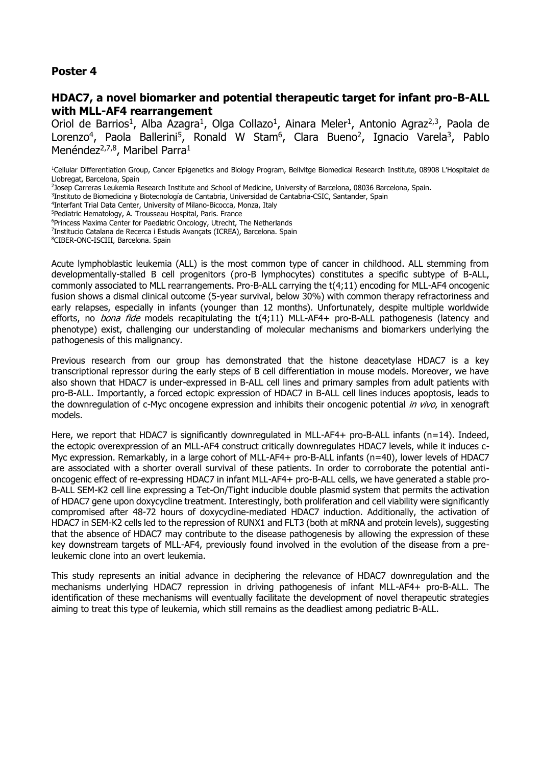## Poster 4

### HDAC7, a novel biomarker and potential therapeutic target for infant pro-B-ALL with MLL-AF4 rearrangement

Oriol de Barrios[1], Alba Azagra[1], Olga Collazo[1], Ainara Meler[1], Antonio Agraz[2,3], Paola de Lorenzo[4], Paola Ballerini[5], Ronald W Stam[6], Clara Bueno[2], Ignacio Varela[3], Pablo Menéndez[2,7,8], Maribel Parra[1]

[1]Cellular Differentiation Group, Cancer Epigenetics and Biology Program, Bellvitge Biomedical Research Institute, 08908 L'Hospitalet de Llobregat, Barcelona, Spain

[2]Josep Carreras Leukemia Research Institute and School of Medicine, University of Barcelona, 08036 Barcelona, Spain.

[3]Instituto de Biomedicina y Biotecnología de Cantabria, Universidad de Cantabria-CSIC, Santander, Spain

[4]Interfant Trial Data Center, University of Milano-Bicocca, Monza, Italy

[5]Pediatric Hematology, A. Trousseau Hospital, Paris. France

[6]Princess Maxima Center for Paediatric Oncology, Utrecht, The Netherlands

[7]Institucio Catalana de Recerca i Estudis Avançats (ICREA), Barcelona. Spain

[8]CIBER-ONC-ISCIII, Barcelona. Spain

Acute lymphoblastic leukemia (ALL) is the most common type of cancer in childhood. ALL stemming from developmentally-stalled B cell progenitors (pro-B lymphocytes) constitutes a specific subtype of B-ALL, commonly associated to MLL rearrangements. Pro-B-ALL carrying the t(4;11) encoding for MLL-AF4 oncogenic fusion shows a dismal clinical outcome (5-year survival, below 30%) with common therapy refractoriness and early relapses, especially in infants (younger than 12 months). Unfortunately, despite multiple worldwide efforts, no *bona fide* models recapitulating the t(4;11) MLL-AF4+ pro-B-ALL pathogenesis (latency and phenotype) exist, challenging our understanding of molecular mechanisms and biomarkers underlying the pathogenesis of this malignancy.

Previous research from our group has demonstrated that the histone deacetylase HDAC7 is a key transcriptional repressor during the early steps of B cell differentiation in mouse models. Moreover, we have also shown that HDAC7 is under-expressed in B-ALL cell lines and primary samples from adult patients with pro-B-ALL. Importantly, a forced ectopic expression of HDAC7 in B-ALL cell lines induces apoptosis, leads to the downregulation of c-Myc oncogene expression and inhibits their oncogenic potential *in vivo*, in xenograft models.

Here, we report that HDAC7 is significantly downregulated in MLL-AF4+ pro-B-ALL infants (n=14). Indeed, the ectopic overexpression of an MLL-AF4 construct critically downregulates HDAC7 levels, while it induces c-Myc expression. Remarkably, in a large cohort of MLL-AF4+ pro-B-ALL infants (n=40), lower levels of HDAC7 are associated with a shorter overall survival of these patients. In order to corroborate the potential anti-oncogenic effect of re-expressing HDAC7 in infant MLL-AF4+ pro-B-ALL cells, we have generated a stable pro-B-ALL SEM-K2 cell line expressing a Tet-On/Tight inducible double plasmid system that permits the activation of HDAC7 gene upon doxycycline treatment. Interestingly, both proliferation and cell viability were significantly compromised after 48-72 hours of doxycycline-mediated HDAC7 induction. Additionally, the activation of HDAC7 in SEM-K2 cells led to the repression of RUNX1 and FLT3 (both at mRNA and protein levels), suggesting that the absence of HDAC7 may contribute to the disease pathogenesis by allowing the expression of these key downstream targets of MLL-AF4, previously found involved in the evolution of the disease from a pre-leukemic clone into an overt leukemia.

This study represents an initial advance in deciphering the relevance of HDAC7 downregulation and the mechanisms underlying HDAC7 repression in driving pathogenesis of infant MLL-AF4+ pro-B-ALL. The identification of these mechanisms will eventually facilitate the development of novel therapeutic strategies aiming to treat this type of leukemia, which still remains as the deadliest among pediatric B-ALL.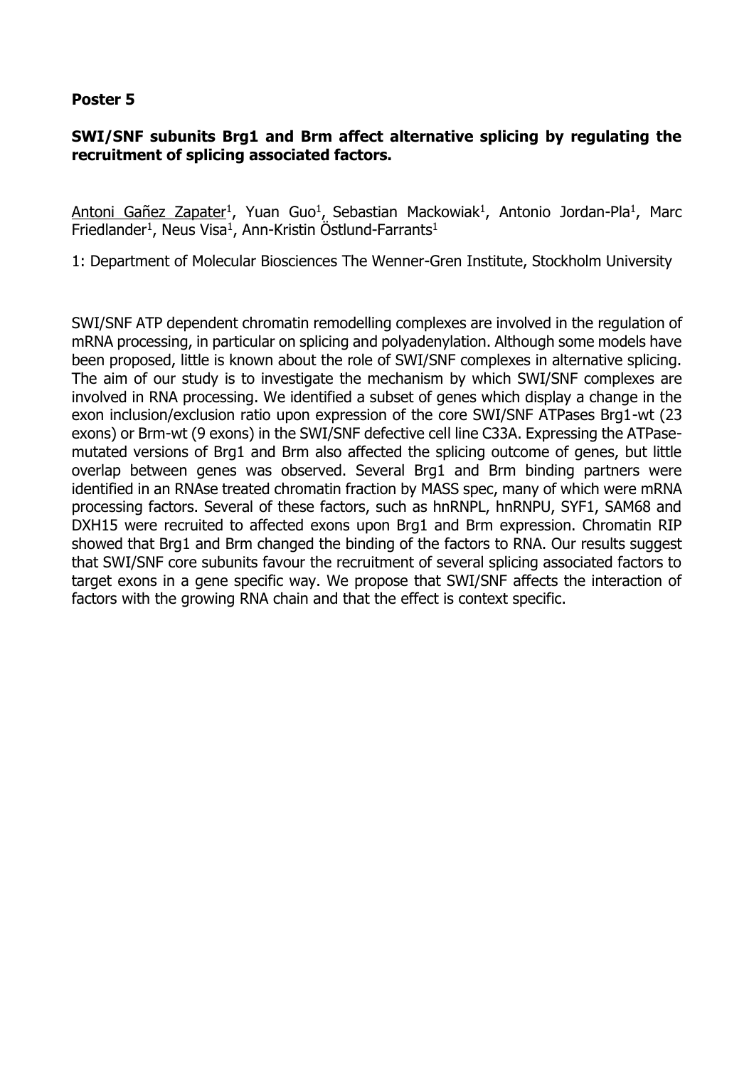**Poster 5**

**SWI/SNF subunits Brg1 and Brm affect alternative splicing by regulating the recruitment of splicing associated factors.**

Antoni Gañez Zapater[1], Yuan Guo[1], Sebastian Mackowiak[1], Antonio Jordan-Pla[1], Marc Friedlander[1], Neus Visa[1], Ann-Kristin Östlund-Farrants[1]

1: Department of Molecular Biosciences The Wenner-Gren Institute, Stockholm University

SWI/SNF ATP dependent chromatin remodelling complexes are involved in the regulation of mRNA processing, in particular on splicing and polyadenylation. Although some models have been proposed, little is known about the role of SWI/SNF complexes in alternative splicing. The aim of our study is to investigate the mechanism by which SWI/SNF complexes are involved in RNA processing. We identified a subset of genes which display a change in the exon inclusion/exclusion ratio upon expression of the core SWI/SNF ATPases Brg1-wt (23 exons) or Brm-wt (9 exons) in the SWI/SNF defective cell line C33A. Expressing the ATPase-mutated versions of Brg1 and Brm also affected the splicing outcome of genes, but little overlap between genes was observed. Several Brg1 and Brm binding partners were identified in an RNAse treated chromatin fraction by MASS spec, many of which were mRNA processing factors. Several of these factors, such as hnRNPL, hnRNPU, SYF1, SAM68 and DXH15 were recruited to affected exons upon Brg1 and Brm expression. Chromatin RIP showed that Brg1 and Brm changed the binding of the factors to RNA. Our results suggest that SWI/SNF core subunits favour the recruitment of several splicing associated factors to target exons in a gene specific way. We propose that SWI/SNF affects the interaction of factors with the growing RNA chain and that the effect is context specific.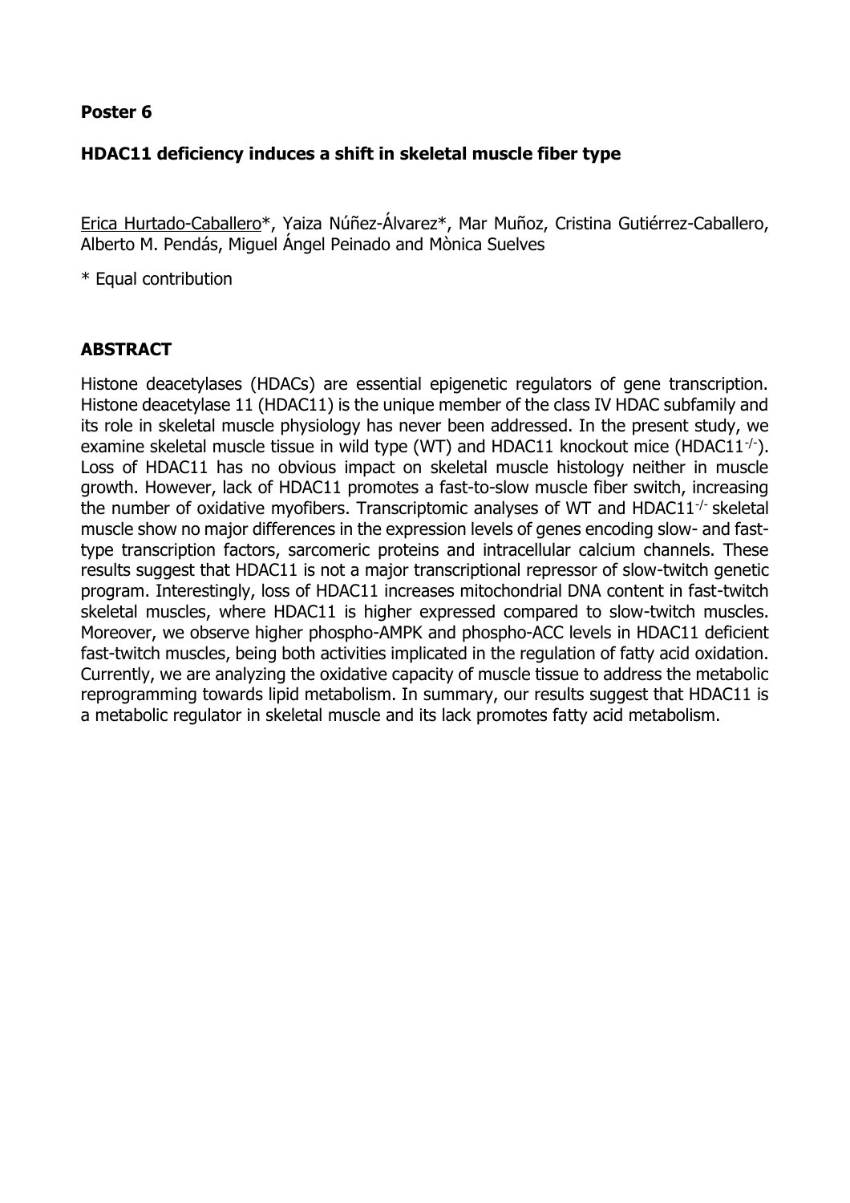**Poster 6**

**HDAC11 deficiency induces a shift in skeletal muscle fiber type**

Erica Hurtado-Caballero*, Yaiza Núñez-Álvarez*, Mar Muñoz, Cristina Gutiérrez-Caballero, Alberto M. Pendás, Miguel Ángel Peinado and Mònica Suelves

* Equal contribution

## ABSTRACT

Histone deacetylases (HDACs) are essential epigenetic regulators of gene transcription. Histone deacetylase 11 (HDAC11) is the unique member of the class IV HDAC subfamily and its role in skeletal muscle physiology has never been addressed. In the present study, we examine skeletal muscle tissue in wild type (WT) and HDAC11 knockout mice (HDAC11$^{-/-}$). Loss of HDAC11 has no obvious impact on skeletal muscle histology neither in muscle growth. However, lack of HDAC11 promotes a fast-to-slow muscle fiber switch, increasing the number of oxidative myofibers. Transcriptomic analyses of WT and HDAC11$^{-/-}$ skeletal muscle show no major differences in the expression levels of genes encoding slow- and fast-type transcription factors, sarcomeric proteins and intracellular calcium channels. These results suggest that HDAC11 is not a major transcriptional repressor of slow-twitch genetic program. Interestingly, loss of HDAC11 increases mitochondrial DNA content in fast-twitch skeletal muscles, where HDAC11 is higher expressed compared to slow-twitch muscles. Moreover, we observe higher phospho-AMPK and phospho-ACC levels in HDAC11 deficient fast-twitch muscles, being both activities implicated in the regulation of fatty acid oxidation. Currently, we are analyzing the oxidative capacity of muscle tissue to address the metabolic reprogramming towards lipid metabolism. In summary, our results suggest that HDAC11 is a metabolic regulator in skeletal muscle and its lack promotes fatty acid metabolism.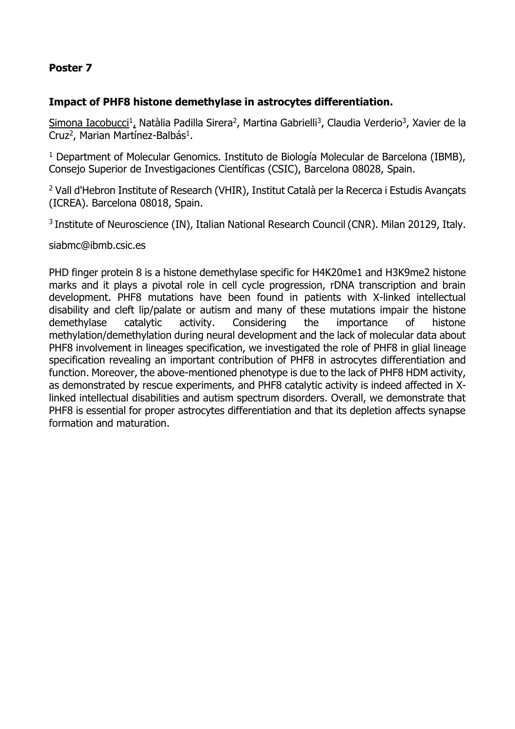**Poster 7**

**Impact of PHF8 histone demethylase in astrocytes differentiation.**

Simona Iacobucci[1], Natàlia Padilla Sirera[2], Martina Gabrielli[3], Claudia Verderio[3], Xavier de la Cruz[2], Marian Martínez-Balbás[1].

[1] Department of Molecular Genomics. Instituto de Biología Molecular de Barcelona (IBMB), Consejo Superior de Investigaciones Científicas (CSIC), Barcelona 08028, Spain.

[2] Vall d'Hebron Institute of Research (VHIR), Institut Català per la Recerca i Estudis Avançats (ICREA). Barcelona 08018, Spain.

[3] Institute of Neuroscience (IN), Italian National Research Council (CNR). Milan 20129, Italy.

siabmc@ibmb.csic.es

PHD finger protein 8 is a histone demethylase specific for H4K20me1 and H3K9me2 histone marks and it plays a pivotal role in cell cycle progression, rDNA transcription and brain development. PHF8 mutations have been found in patients with X-linked intellectual disability and cleft lip/palate or autism and many of these mutations impair the histone demethylase catalytic activity. Considering the importance of histone methylation/demethylation during neural development and the lack of molecular data about PHF8 involvement in lineages specification, we investigated the role of PHF8 in glial lineage specification revealing an important contribution of PHF8 in astrocytes differentiation and function. Moreover, the above-mentioned phenotype is due to the lack of PHF8 HDM activity, as demonstrated by rescue experiments, and PHF8 catalytic activity is indeed affected in X-linked intellectual disabilities and autism spectrum disorders. Overall, we demonstrate that PHF8 is essential for proper astrocytes differentiation and that its depletion affects synapse formation and maturation.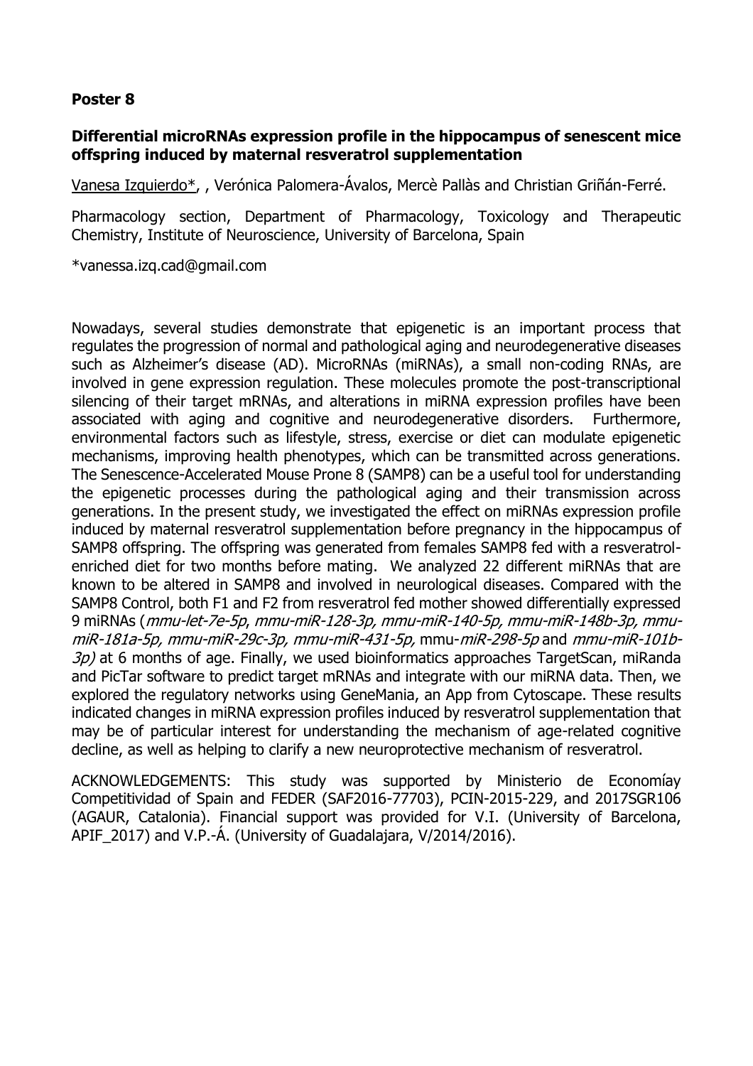**Poster 8**

**Differential microRNAs expression profile in the hippocampus of senescent mice offspring induced by maternal resveratrol supplementation**

Vanesa Izquierdo*, , Verónica Palomera-Ávalos, Mercè Pallàs and Christian Griñán-Ferré.

Pharmacology section, Department of Pharmacology, Toxicology and Therapeutic Chemistry, Institute of Neuroscience, University of Barcelona, Spain

*vanessa.izq.cad@gmail.com

Nowadays, several studies demonstrate that epigenetic is an important process that regulates the progression of normal and pathological aging and neurodegenerative diseases such as Alzheimer's disease (AD). MicroRNAs (miRNAs), a small non-coding RNAs, are involved in gene expression regulation. These molecules promote the post-transcriptional silencing of their target mRNAs, and alterations in miRNA expression profiles have been associated with aging and cognitive and neurodegenerative disorders. Furthermore, environmental factors such as lifestyle, stress, exercise or diet can modulate epigenetic mechanisms, improving health phenotypes, which can be transmitted across generations. The Senescence-Accelerated Mouse Prone 8 (SAMP8) can be a useful tool for understanding the epigenetic processes during the pathological aging and their transmission across generations. In the present study, we investigated the effect on miRNAs expression profile induced by maternal resveratrol supplementation before pregnancy in the hippocampus of SAMP8 offspring. The offspring was generated from females SAMP8 fed with a resveratrol-enriched diet for two months before mating. We analyzed 22 different miRNAs that are known to be altered in SAMP8 and involved in neurological diseases. Compared with the SAMP8 Control, both F1 and F2 from resveratrol fed mother showed differentially expressed 9 miRNAs (*mmu-let-7e-5p*, *mmu-miR-128-3p, mmu-miR-140-5p, mmu-miR-148b-3p, mmu-miR-181a-5p, mmu-miR-29c-3p, mmu-miR-431-5p,* mmu-*miR-298-5p* and *mmu-miR-101b-3p)* at 6 months of age. Finally, we used bioinformatics approaches TargetScan, miRanda and PicTar software to predict target mRNAs and integrate with our miRNA data. Then, we explored the regulatory networks using GeneMania, an App from Cytoscape. These results indicated changes in miRNA expression profiles induced by resveratrol supplementation that may be of particular interest for understanding the mechanism of age-related cognitive decline, as well as helping to clarify a new neuroprotective mechanism of resveratrol.

ACKNOWLEDGEMENTS: This study was supported by Ministerio de Economíay Competitividad of Spain and FEDER (SAF2016-77703), PCIN-2015-229, and 2017SGR106 (AGAUR, Catalonia). Financial support was provided for V.I. (University of Barcelona, APIF_2017) and V.P.-Á. (University of Guadalajara, V/2014/2016).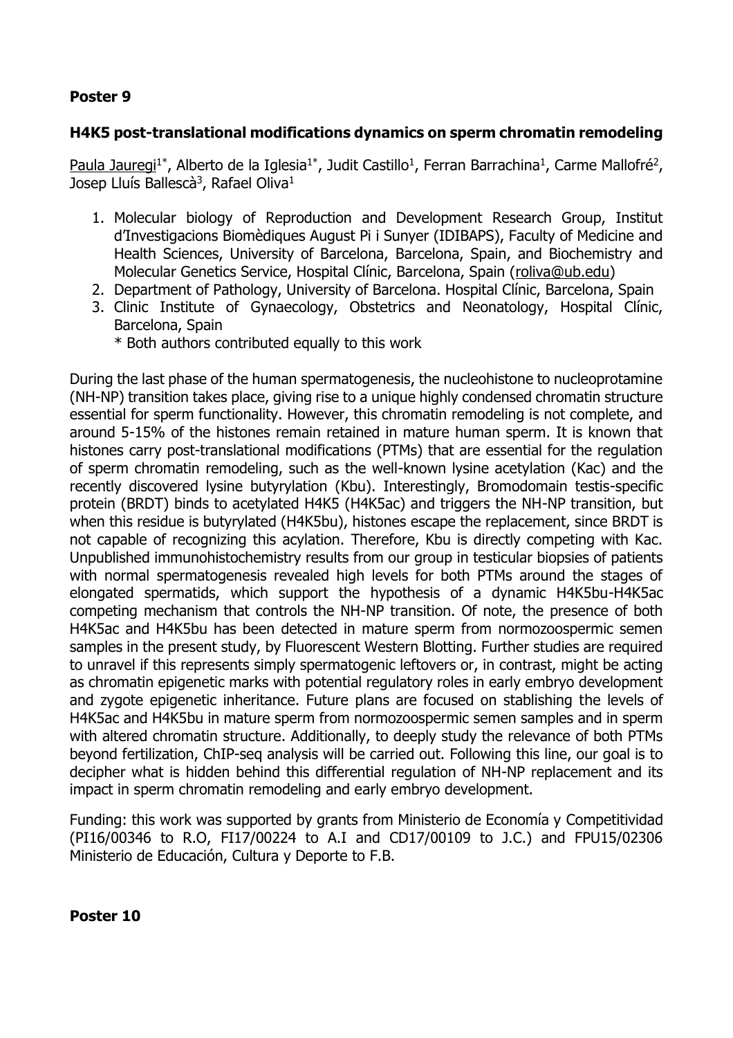**Poster 9**

**H4K5 post-translational modifications dynamics on sperm chromatin remodeling**

Paula Jauregi[1*], Alberto de la Iglesia[1*], Judit Castillo[1], Ferran Barrachina[1], Carme Mallofré[2], Josep Lluís Ballescà[3], Rafael Oliva[1]

1. Molecular biology of Reproduction and Development Research Group, Institut d'Investigacions Biomèdiques August Pi i Sunyer (IDIBAPS), Faculty of Medicine and Health Sciences, University of Barcelona, Barcelona, Spain, and Biochemistry and Molecular Genetics Service, Hospital Clínic, Barcelona, Spain (roliva@ub.edu)
2. Department of Pathology, University of Barcelona. Hospital Clínic, Barcelona, Spain
3. Clinic Institute of Gynaecology, Obstetrics and Neonatology, Hospital Clínic, Barcelona, Spain
   * Both authors contributed equally to this work

During the last phase of the human spermatogenesis, the nucleohistone to nucleoprotamine (NH-NP) transition takes place, giving rise to a unique highly condensed chromatin structure essential for sperm functionality. However, this chromatin remodeling is not complete, and around 5-15% of the histones remain retained in mature human sperm. It is known that histones carry post-translational modifications (PTMs) that are essential for the regulation of sperm chromatin remodeling, such as the well-known lysine acetylation (Kac) and the recently discovered lysine butyrylation (Kbu). Interestingly, Bromodomain testis-specific protein (BRDT) binds to acetylated H4K5 (H4K5ac) and triggers the NH-NP transition, but when this residue is butyrylated (H4K5bu), histones escape the replacement, since BRDT is not capable of recognizing this acylation. Therefore, Kbu is directly competing with Kac. Unpublished immunohistochemistry results from our group in testicular biopsies of patients with normal spermatogenesis revealed high levels for both PTMs around the stages of elongated spermatids, which support the hypothesis of a dynamic H4K5bu-H4K5ac competing mechanism that controls the NH-NP transition. Of note, the presence of both H4K5ac and H4K5bu has been detected in mature sperm from normozoospermic semen samples in the present study, by Fluorescent Western Blotting. Further studies are required to unravel if this represents simply spermatogenic leftovers or, in contrast, might be acting as chromatin epigenetic marks with potential regulatory roles in early embryo development and zygote epigenetic inheritance. Future plans are focused on stablishing the levels of H4K5ac and H4K5bu in mature sperm from normozoospermic semen samples and in sperm with altered chromatin structure. Additionally, to deeply study the relevance of both PTMs beyond fertilization, ChIP-seq analysis will be carried out. Following this line, our goal is to decipher what is hidden behind this differential regulation of NH-NP replacement and its impact in sperm chromatin remodeling and early embryo development.

Funding: this work was supported by grants from Ministerio de Economía y Competitividad (PI16/00346 to R.O, FI17/00224 to A.I and CD17/00109 to J.C.) and FPU15/02306 Ministerio de Educación, Cultura y Deporte to F.B.

**Poster 10**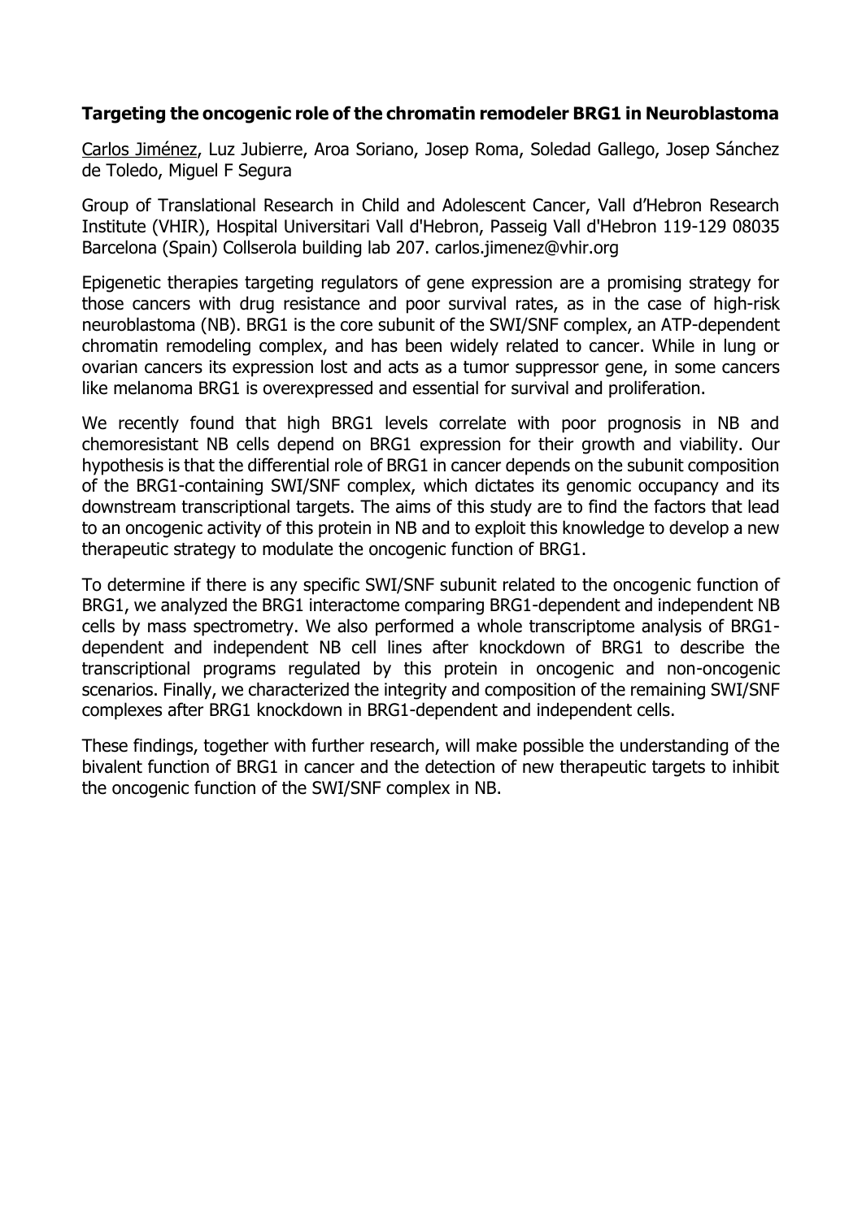**Targeting the oncogenic role of the chromatin remodeler BRG1 in Neuroblastoma**

Carlos Jiménez, Luz Jubierre, Aroa Soriano, Josep Roma, Soledad Gallego, Josep Sánchez de Toledo, Miguel F Segura

Group of Translational Research in Child and Adolescent Cancer, Vall d'Hebron Research Institute (VHIR), Hospital Universitari Vall d'Hebron, Passeig Vall d'Hebron 119-129 08035 Barcelona (Spain) Collserola building lab 207. carlos.jimenez@vhir.org

Epigenetic therapies targeting regulators of gene expression are a promising strategy for those cancers with drug resistance and poor survival rates, as in the case of high-risk neuroblastoma (NB). BRG1 is the core subunit of the SWI/SNF complex, an ATP-dependent chromatin remodeling complex, and has been widely related to cancer. While in lung or ovarian cancers its expression lost and acts as a tumor suppressor gene, in some cancers like melanoma BRG1 is overexpressed and essential for survival and proliferation.

We recently found that high BRG1 levels correlate with poor prognosis in NB and chemoresistant NB cells depend on BRG1 expression for their growth and viability. Our hypothesis is that the differential role of BRG1 in cancer depends on the subunit composition of the BRG1-containing SWI/SNF complex, which dictates its genomic occupancy and its downstream transcriptional targets. The aims of this study are to find the factors that lead to an oncogenic activity of this protein in NB and to exploit this knowledge to develop a new therapeutic strategy to modulate the oncogenic function of BRG1.

To determine if there is any specific SWI/SNF subunit related to the oncogenic function of BRG1, we analyzed the BRG1 interactome comparing BRG1-dependent and independent NB cells by mass spectrometry. We also performed a whole transcriptome analysis of BRG1-dependent and independent NB cell lines after knockdown of BRG1 to describe the transcriptional programs regulated by this protein in oncogenic and non-oncogenic scenarios. Finally, we characterized the integrity and composition of the remaining SWI/SNF complexes after BRG1 knockdown in BRG1-dependent and independent cells.

These findings, together with further research, will make possible the understanding of the bivalent function of BRG1 in cancer and the detection of new therapeutic targets to inhibit the oncogenic function of the SWI/SNF complex in NB.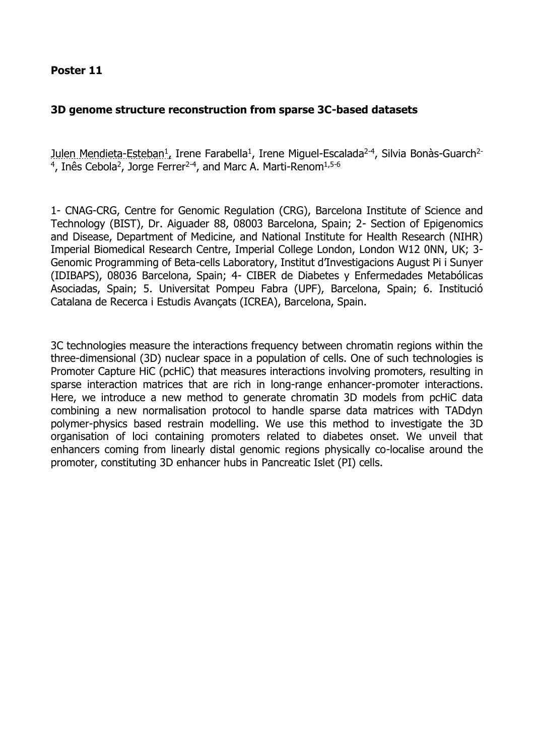**Poster 11**

**3D genome structure reconstruction from sparse 3C-based datasets**

Julen Mendieta-Esteban[1], Irene Farabella[1], Irene Miguel-Escalada[2-4], Silvia Bonàs-Guarch[2-4], Inês Cebola[2], Jorge Ferrer[2-4], and Marc A. Marti-Renom[1,5-6]

1- CNAG-CRG, Centre for Genomic Regulation (CRG), Barcelona Institute of Science and Technology (BIST), Dr. Aiguader 88, 08003 Barcelona, Spain; 2- Section of Epigenomics and Disease, Department of Medicine, and National Institute for Health Research (NIHR) Imperial Biomedical Research Centre, Imperial College London, London W12 0NN, UK; 3- Genomic Programming of Beta-cells Laboratory, Institut d'Investigacions August Pi i Sunyer (IDIBAPS), 08036 Barcelona, Spain; 4- CIBER de Diabetes y Enfermedades Metabólicas Asociadas, Spain; 5. Universitat Pompeu Fabra (UPF), Barcelona, Spain; 6. Institució Catalana de Recerca i Estudis Avançats (ICREA), Barcelona, Spain.

3C technologies measure the interactions frequency between chromatin regions within the three-dimensional (3D) nuclear space in a population of cells. One of such technologies is Promoter Capture HiC (pcHiC) that measures interactions involving promoters, resulting in sparse interaction matrices that are rich in long-range enhancer-promoter interactions. Here, we introduce a new method to generate chromatin 3D models from pcHiC data combining a new normalisation protocol to handle sparse data matrices with TADdyn polymer-physics based restrain modelling. We use this method to investigate the 3D organisation of loci containing promoters related to diabetes onset. We unveil that enhancers coming from linearly distal genomic regions physically co-localise around the promoter, constituting 3D enhancer hubs in Pancreatic Islet (PI) cells.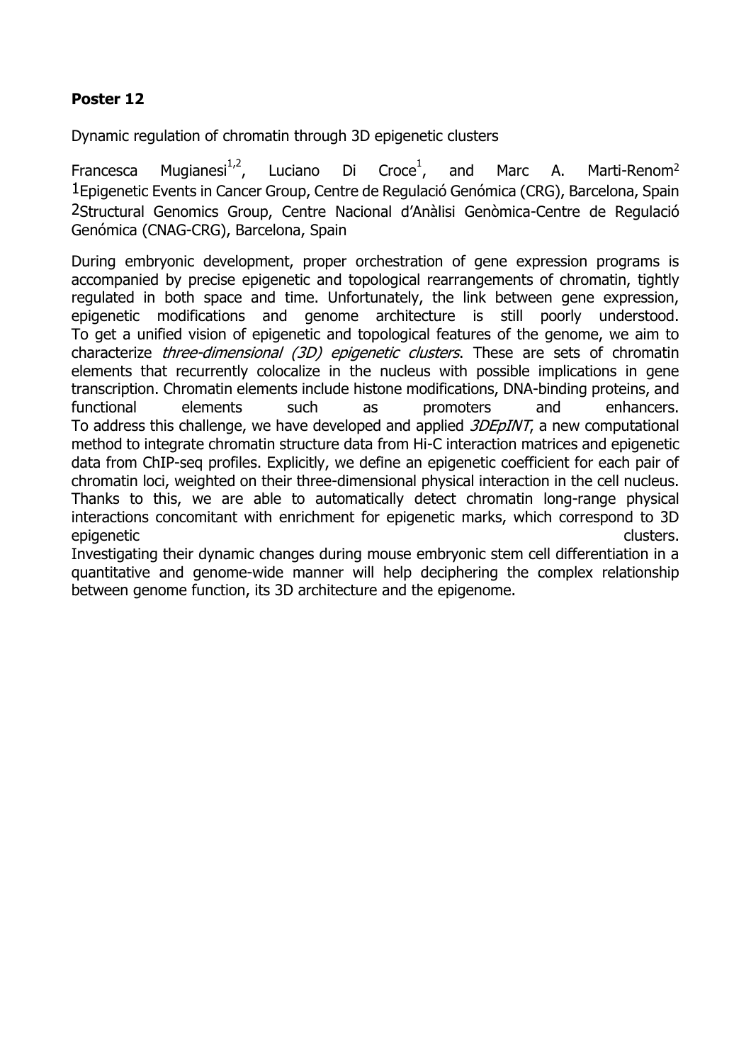**Poster 12**

Dynamic regulation of chromatin through 3D epigenetic clusters

Francesca Mugianesi[1,2], Luciano Di Croce[1], and Marc A. Marti-Renom[2]
[1]Epigenetic Events in Cancer Group, Centre de Regulació Genómica (CRG), Barcelona, Spain
[2]Structural Genomics Group, Centre Nacional d'Anàlisi Genòmica-Centre de Regulació Genómica (CNAG-CRG), Barcelona, Spain

During embryonic development, proper orchestration of gene expression programs is accompanied by precise epigenetic and topological rearrangements of chromatin, tightly regulated in both space and time. Unfortunately, the link between gene expression, epigenetic modifications and genome architecture is still poorly understood. To get a unified vision of epigenetic and topological features of the genome, we aim to characterize *three-dimensional (3D) epigenetic clusters*. These are sets of chromatin elements that recurrently colocalize in the nucleus with possible implications in gene transcription. Chromatin elements include histone modifications, DNA-binding proteins, and functional elements such as promoters and enhancers.
To address this challenge, we have developed and applied *3DEpINT*, a new computational method to integrate chromatin structure data from Hi-C interaction matrices and epigenetic data from ChIP-seq profiles. Explicitly, we define an epigenetic coefficient for each pair of chromatin loci, weighted on their three-dimensional physical interaction in the cell nucleus. Thanks to this, we are able to automatically detect chromatin long-range physical interactions concomitant with enrichment for epigenetic marks, which correspond to 3D epigenetic clusters.
Investigating their dynamic changes during mouse embryonic stem cell differentiation in a quantitative and genome-wide manner will help deciphering the complex relationship between genome function, its 3D architecture and the epigenome.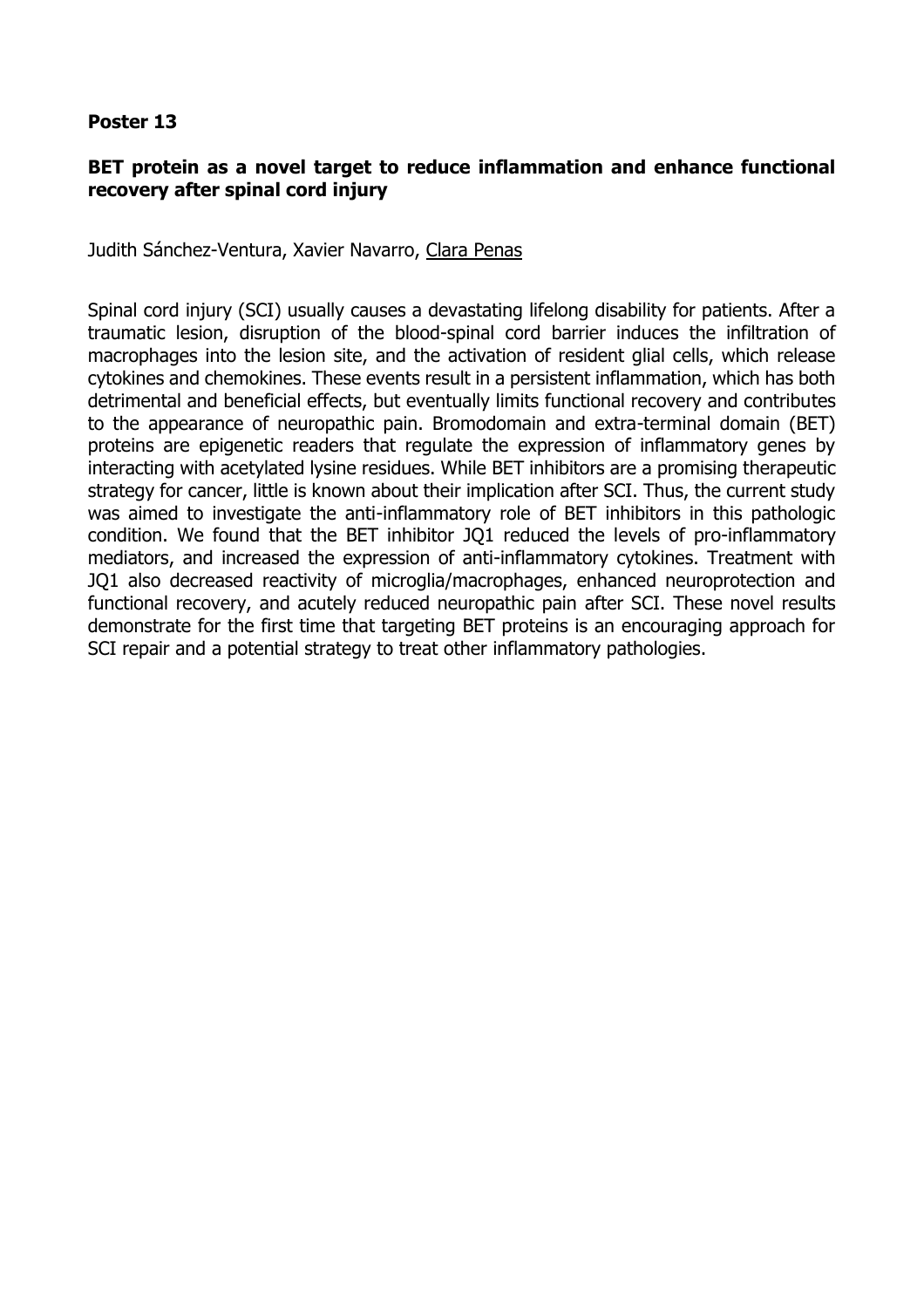**Poster 13**

**BET protein as a novel target to reduce inflammation and enhance functional recovery after spinal cord injury**

Judith Sánchez-Ventura, Xavier Navarro, Clara Penas

Spinal cord injury (SCI) usually causes a devastating lifelong disability for patients. After a traumatic lesion, disruption of the blood-spinal cord barrier induces the infiltration of macrophages into the lesion site, and the activation of resident glial cells, which release cytokines and chemokines. These events result in a persistent inflammation, which has both detrimental and beneficial effects, but eventually limits functional recovery and contributes to the appearance of neuropathic pain. Bromodomain and extra-terminal domain (BET) proteins are epigenetic readers that regulate the expression of inflammatory genes by interacting with acetylated lysine residues. While BET inhibitors are a promising therapeutic strategy for cancer, little is known about their implication after SCI. Thus, the current study was aimed to investigate the anti-inflammatory role of BET inhibitors in this pathologic condition. We found that the BET inhibitor JQ1 reduced the levels of pro-inflammatory mediators, and increased the expression of anti-inflammatory cytokines. Treatment with JQ1 also decreased reactivity of microglia/macrophages, enhanced neuroprotection and functional recovery, and acutely reduced neuropathic pain after SCI. These novel results demonstrate for the first time that targeting BET proteins is an encouraging approach for SCI repair and a potential strategy to treat other inflammatory pathologies.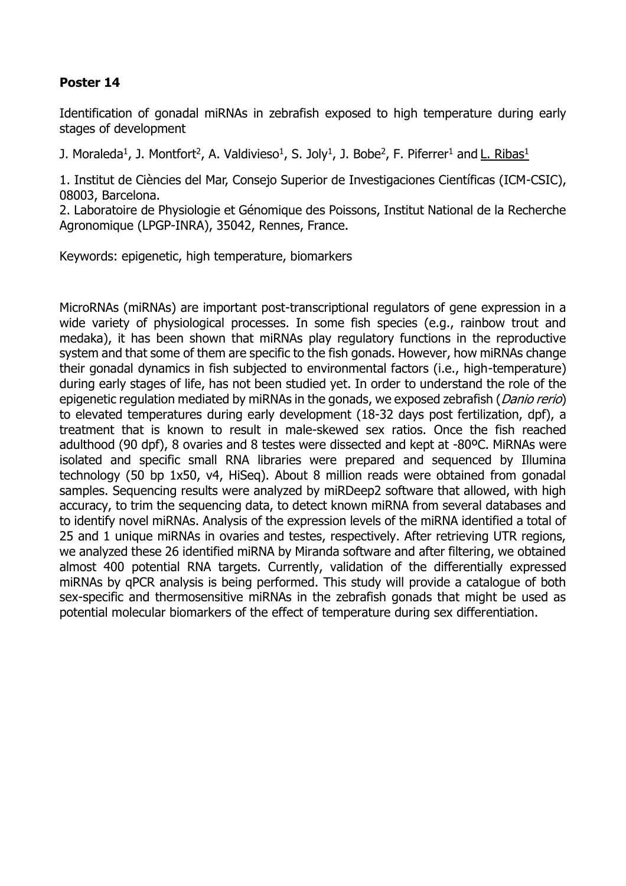**Poster 14**

Identification of gonadal miRNAs in zebrafish exposed to high temperature during early stages of development

J. Moraleda[1], J. Montfort[2], A. Valdivieso[1], S. Joly[1], J. Bobe[2], F. Piferrer[1] and L. Ribas[1]

1. Institut de Ciències del Mar, Consejo Superior de Investigaciones Científicas (ICM-CSIC), 08003, Barcelona.
2. Laboratoire de Physiologie et Génomique des Poissons, Institut National de la Recherche Agronomique (LPGP-INRA), 35042, Rennes, France.

Keywords: epigenetic, high temperature, biomarkers

MicroRNAs (miRNAs) are important post-transcriptional regulators of gene expression in a wide variety of physiological processes. In some fish species (e.g., rainbow trout and medaka), it has been shown that miRNAs play regulatory functions in the reproductive system and that some of them are specific to the fish gonads. However, how miRNAs change their gonadal dynamics in fish subjected to environmental factors (i.e., high-temperature) during early stages of life, has not been studied yet. In order to understand the role of the epigenetic regulation mediated by miRNAs in the gonads, we exposed zebrafish (*Danio rerio*) to elevated temperatures during early development (18-32 days post fertilization, dpf), a treatment that is known to result in male-skewed sex ratios. Once the fish reached adulthood (90 dpf), 8 ovaries and 8 testes were dissected and kept at -80ºC. MiRNAs were isolated and specific small RNA libraries were prepared and sequenced by Illumina technology (50 bp 1x50, v4, HiSeq). About 8 million reads were obtained from gonadal samples. Sequencing results were analyzed by miRDeep2 software that allowed, with high accuracy, to trim the sequencing data, to detect known miRNA from several databases and to identify novel miRNAs. Analysis of the expression levels of the miRNA identified a total of 25 and 1 unique miRNAs in ovaries and testes, respectively. After retrieving UTR regions, we analyzed these 26 identified miRNA by Miranda software and after filtering, we obtained almost 400 potential RNA targets. Currently, validation of the differentially expressed miRNAs by qPCR analysis is being performed. This study will provide a catalogue of both sex-specific and thermosensitive miRNAs in the zebrafish gonads that might be used as potential molecular biomarkers of the effect of temperature during sex differentiation.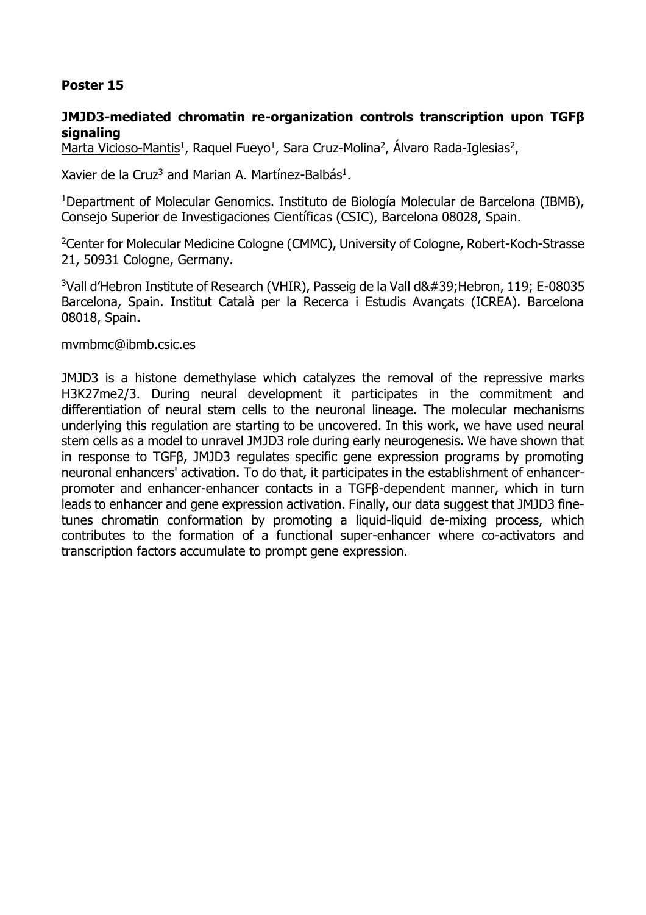**Poster 15**

**JMJD3-mediated chromatin re-organization controls transcription upon TGFβ signaling**

<u>Marta Vicioso-Mantis</u>[1], Raquel Fueyo[1], Sara Cruz-Molina[2], Álvaro Rada-Iglesias[2], Xavier de la Cruz[3] and Marian A. Martínez-Balbás[1].

[1]Department of Molecular Genomics. Instituto de Biología Molecular de Barcelona (IBMB), Consejo Superior de Investigaciones Científicas (CSIC), Barcelona 08028, Spain.

[2]Center for Molecular Medicine Cologne (CMMC), University of Cologne, Robert-Koch-Strasse 21, 50931 Cologne, Germany.

[3]Vall d'Hebron Institute of Research (VHIR), Passeig de la Vall d&#39;Hebron, 119; E-08035 Barcelona, Spain. Institut Català per la Recerca i Estudis Avançats (ICREA). Barcelona 08018, Spain**.**

mvmbmc@ibmb.csic.es

JMJD3 is a histone demethylase which catalyzes the removal of the repressive marks H3K27me2/3. During neural development it participates in the commitment and differentiation of neural stem cells to the neuronal lineage. The molecular mechanisms underlying this regulation are starting to be uncovered. In this work, we have used neural stem cells as a model to unravel JMJD3 role during early neurogenesis. We have shown that in response to TGFβ, JMJD3 regulates specific gene expression programs by promoting neuronal enhancers' activation. To do that, it participates in the establishment of enhancer-promoter and enhancer-enhancer contacts in a TGFβ-dependent manner, which in turn leads to enhancer and gene expression activation. Finally, our data suggest that JMJD3 fine-tunes chromatin conformation by promoting a liquid-liquid de-mixing process, which contributes to the formation of a functional super-enhancer where co-activators and transcription factors accumulate to prompt gene expression.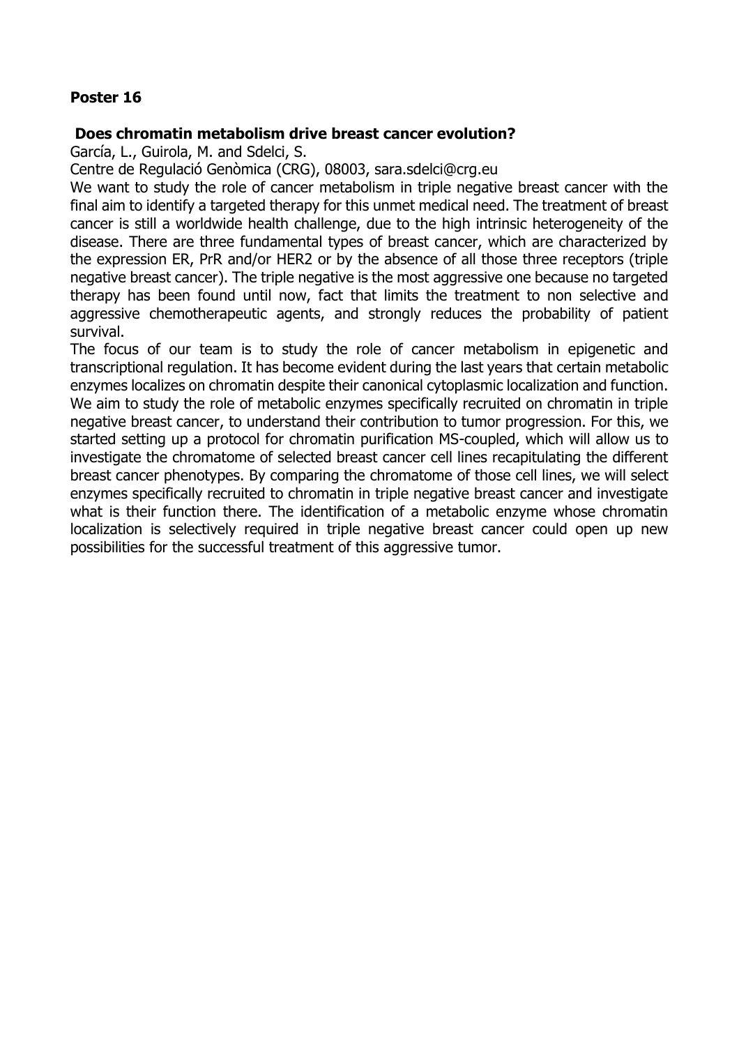**Poster 16**

**Does chromatin metabolism drive breast cancer evolution?**

García, L., Guirola, M. and Sdelci, S.

Centre de Regulació Genòmica (CRG), 08003, sara.sdelci@crg.eu

We want to study the role of cancer metabolism in triple negative breast cancer with the final aim to identify a targeted therapy for this unmet medical need. The treatment of breast cancer is still a worldwide health challenge, due to the high intrinsic heterogeneity of the disease. There are three fundamental types of breast cancer, which are characterized by the expression ER, PrR and/or HER2 or by the absence of all those three receptors (triple negative breast cancer). The triple negative is the most aggressive one because no targeted therapy has been found until now, fact that limits the treatment to non selective and aggressive chemotherapeutic agents, and strongly reduces the probability of patient survival.

The focus of our team is to study the role of cancer metabolism in epigenetic and transcriptional regulation. It has become evident during the last years that certain metabolic enzymes localizes on chromatin despite their canonical cytoplasmic localization and function. We aim to study the role of metabolic enzymes specifically recruited on chromatin in triple negative breast cancer, to understand their contribution to tumor progression. For this, we started setting up a protocol for chromatin purification MS-coupled, which will allow us to investigate the chromatome of selected breast cancer cell lines recapitulating the different breast cancer phenotypes. By comparing the chromatome of those cell lines, we will select enzymes specifically recruited to chromatin in triple negative breast cancer and investigate what is their function there. The identification of a metabolic enzyme whose chromatin localization is selectively required in triple negative breast cancer could open up new possibilities for the successful treatment of this aggressive tumor.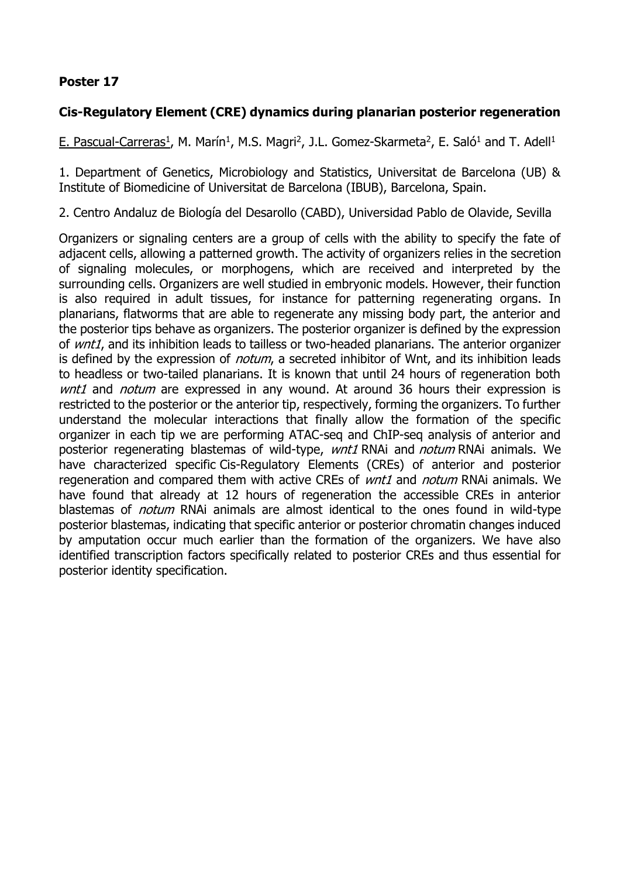**Poster 17**

**Cis-Regulatory Element (CRE) dynamics during planarian posterior regeneration**

E. Pascual-Carreras[1], M. Marín[1], M.S. Magri[2], J.L. Gomez-Skarmeta[2], E. Saló[1] and T. Adell[1]

1. Department of Genetics, Microbiology and Statistics, Universitat de Barcelona (UB) & Institute of Biomedicine of Universitat de Barcelona (IBUB), Barcelona, Spain.

2. Centro Andaluz de Biología del Desarollo (CABD), Universidad Pablo de Olavide, Sevilla

Organizers or signaling centers are a group of cells with the ability to specify the fate of adjacent cells, allowing a patterned growth. The activity of organizers relies in the secretion of signaling molecules, or morphogens, which are received and interpreted by the surrounding cells. Organizers are well studied in embryonic models. However, their function is also required in adult tissues, for instance for patterning regenerating organs. In planarians, flatworms that are able to regenerate any missing body part, the anterior and the posterior tips behave as organizers. The posterior organizer is defined by the expression of *wnt1*, and its inhibition leads to tailless or two-headed planarians. The anterior organizer is defined by the expression of *notum*, a secreted inhibitor of Wnt, and its inhibition leads to headless or two-tailed planarians. It is known that until 24 hours of regeneration both *wnt1* and *notum* are expressed in any wound. At around 36 hours their expression is restricted to the posterior or the anterior tip, respectively, forming the organizers. To further understand the molecular interactions that finally allow the formation of the specific organizer in each tip we are performing ATAC-seq and ChIP-seq analysis of anterior and posterior regenerating blastemas of wild-type, *wnt1* RNAi and *notum* RNAi animals. We have characterized specific Cis-Regulatory Elements (CREs) of anterior and posterior regeneration and compared them with active CREs of *wnt1* and *notum* RNAi animals. We have found that already at 12 hours of regeneration the accessible CREs in anterior blastemas of *notum* RNAi animals are almost identical to the ones found in wild-type posterior blastemas, indicating that specific anterior or posterior chromatin changes induced by amputation occur much earlier than the formation of the organizers. We have also identified transcription factors specifically related to posterior CREs and thus essential for posterior identity specification.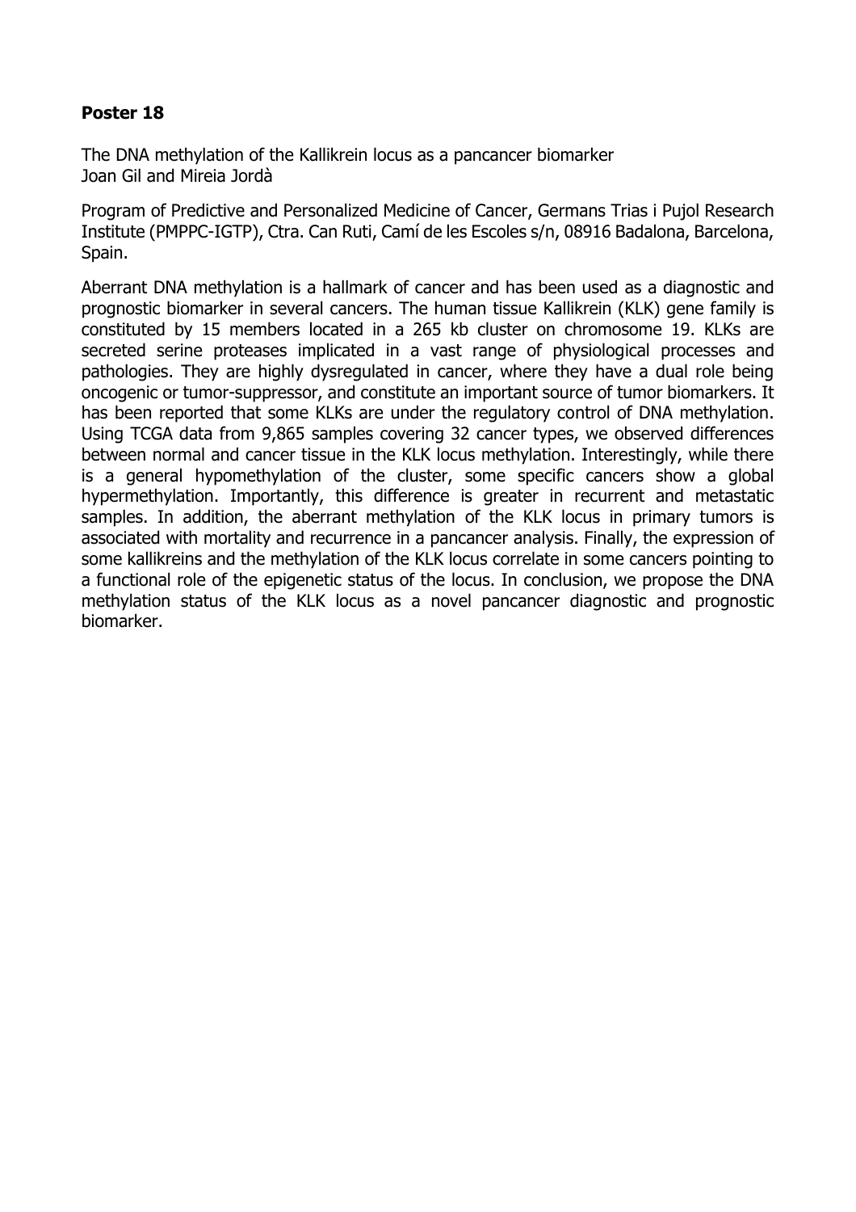**Poster 18**

The DNA methylation of the Kallikrein locus as a pancancer biomarker
Joan Gil and Mireia Jordà

Program of Predictive and Personalized Medicine of Cancer, Germans Trias i Pujol Research Institute (PMPPC-IGTP), Ctra. Can Ruti, Camí de les Escoles s/n, 08916 Badalona, Barcelona, Spain.

Aberrant DNA methylation is a hallmark of cancer and has been used as a diagnostic and prognostic biomarker in several cancers. The human tissue Kallikrein (KLK) gene family is constituted by 15 members located in a 265 kb cluster on chromosome 19. KLKs are secreted serine proteases implicated in a vast range of physiological processes and pathologies. They are highly dysregulated in cancer, where they have a dual role being oncogenic or tumor-suppressor, and constitute an important source of tumor biomarkers. It has been reported that some KLKs are under the regulatory control of DNA methylation. Using TCGA data from 9,865 samples covering 32 cancer types, we observed differences between normal and cancer tissue in the KLK locus methylation. Interestingly, while there is a general hypomethylation of the cluster, some specific cancers show a global hypermethylation. Importantly, this difference is greater in recurrent and metastatic samples. In addition, the aberrant methylation of the KLK locus in primary tumors is associated with mortality and recurrence in a pancancer analysis. Finally, the expression of some kallikreins and the methylation of the KLK locus correlate in some cancers pointing to a functional role of the epigenetic status of the locus. In conclusion, we propose the DNA methylation status of the KLK locus as a novel pancancer diagnostic and prognostic biomarker.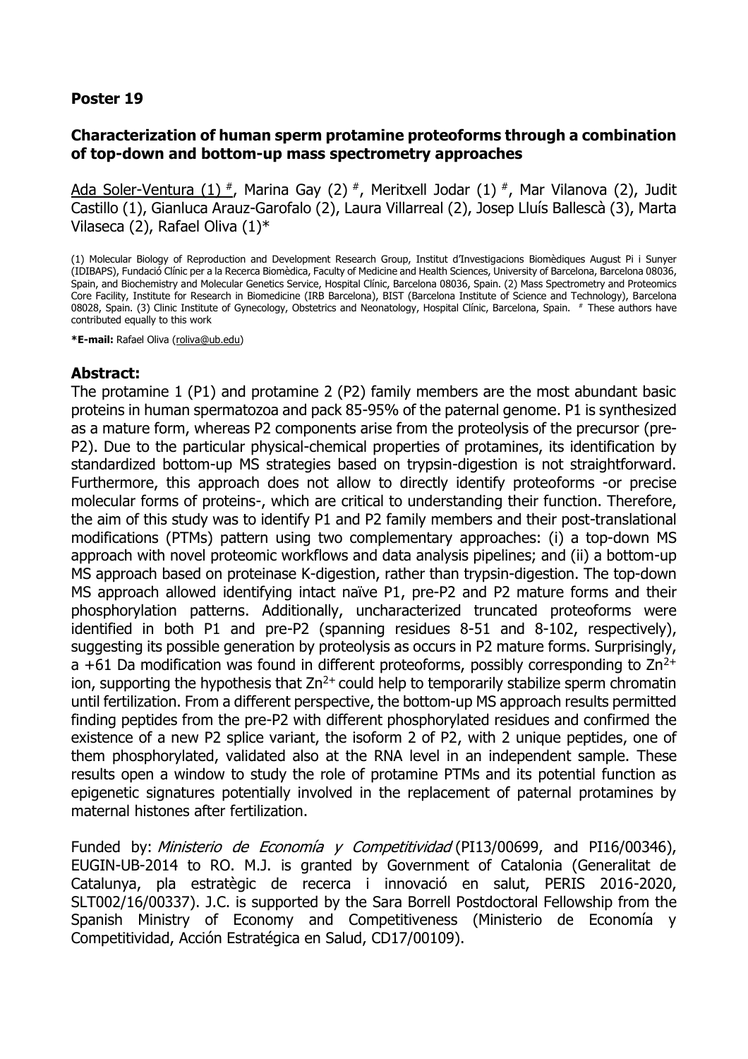**Poster 19**

## Characterization of human sperm protamine proteoforms through a combination of top-down and bottom-up mass spectrometry approaches

Ada Soler-Ventura (1) #, Marina Gay (2) #, Meritxell Jodar (1) #, Mar Vilanova (2), Judit Castillo (1), Gianluca Arauz-Garofalo (2), Laura Villarreal (2), Josep Lluís Ballescà (3), Marta Vilaseca (2), Rafael Oliva (1)*

(1) Molecular Biology of Reproduction and Development Research Group, Institut d'Investigacions Biomèdiques August Pi i Sunyer (IDIBAPS), Fundació Clínic per a la Recerca Biomèdica, Faculty of Medicine and Health Sciences, University of Barcelona, Barcelona 08036, Spain, and Biochemistry and Molecular Genetics Service, Hospital Clínic, Barcelona 08036, Spain. (2) Mass Spectrometry and Proteomics Core Facility, Institute for Research in Biomedicine (IRB Barcelona), BIST (Barcelona Institute of Science and Technology), Barcelona 08028, Spain. (3) Clinic Institute of Gynecology, Obstetrics and Neonatology, Hospital Clínic, Barcelona, Spain. # These authors have contributed equally to this work

***E-mail:** Rafael Oliva (roliva@ub.edu)

### Abstract:

The protamine 1 (P1) and protamine 2 (P2) family members are the most abundant basic proteins in human spermatozoa and pack 85-95% of the paternal genome. P1 is synthesized as a mature form, whereas P2 components arise from the proteolysis of the precursor (pre-P2). Due to the particular physical-chemical properties of protamines, its identification by standardized bottom-up MS strategies based on trypsin-digestion is not straightforward. Furthermore, this approach does not allow to directly identify proteoforms -or precise molecular forms of proteins-, which are critical to understanding their function. Therefore, the aim of this study was to identify P1 and P2 family members and their post-translational modifications (PTMs) pattern using two complementary approaches: (i) a top-down MS approach with novel proteomic workflows and data analysis pipelines; and (ii) a bottom-up MS approach based on proteinase K-digestion, rather than trypsin-digestion. The top-down MS approach allowed identifying intact naïve P1, pre-P2 and P2 mature forms and their phosphorylation patterns. Additionally, uncharacterized truncated proteoforms were identified in both P1 and pre-P2 (spanning residues 8-51 and 8-102, respectively), suggesting its possible generation by proteolysis as occurs in P2 mature forms. Surprisingly, a +61 Da modification was found in different proteoforms, possibly corresponding to $Zn^{2+}$ ion, supporting the hypothesis that $Zn^{2+}$ could help to temporarily stabilize sperm chromatin until fertilization. From a different perspective, the bottom-up MS approach results permitted finding peptides from the pre-P2 with different phosphorylated residues and confirmed the existence of a new P2 splice variant, the isoform 2 of P2, with 2 unique peptides, one of them phosphorylated, validated also at the RNA level in an independent sample. These results open a window to study the role of protamine PTMs and its potential function as epigenetic signatures potentially involved in the replacement of paternal protamines by maternal histones after fertilization.

Funded by: *Ministerio de Economía y Competitividad* (PI13/00699, and PI16/00346), EUGIN-UB-2014 to RO. M.J. is granted by Government of Catalonia (Generalitat de Catalunya, pla estratègic de recerca i innovació en salut, PERIS 2016-2020, SLT002/16/00337). J.C. is supported by the Sara Borrell Postdoctoral Fellowship from the Spanish Ministry of Economy and Competitiveness (Ministerio de Economía y Competitividad, Acción Estratégica en Salud, CD17/00109).